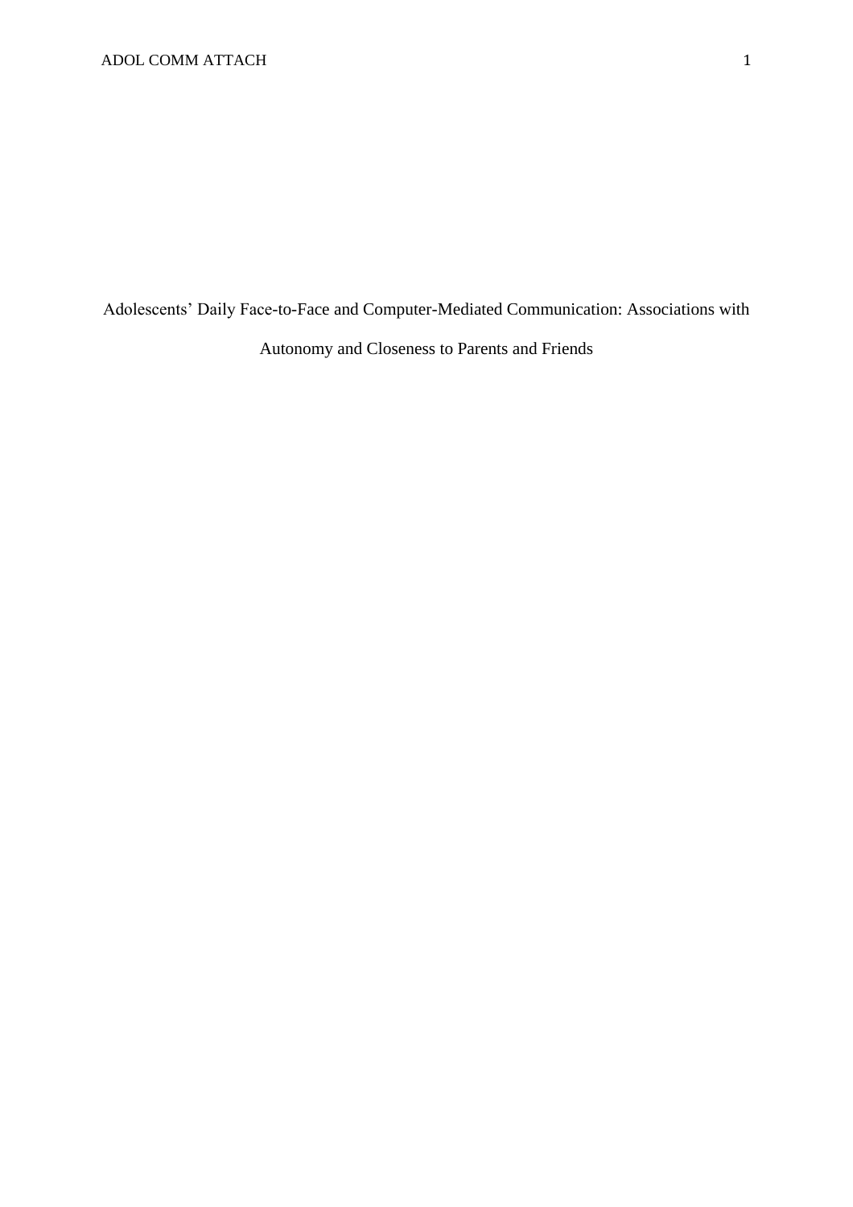# Adolescents' Daily Face-to-Face and Computer-Mediated Communication: Associations with Autonomy and Closeness to Parents and Friends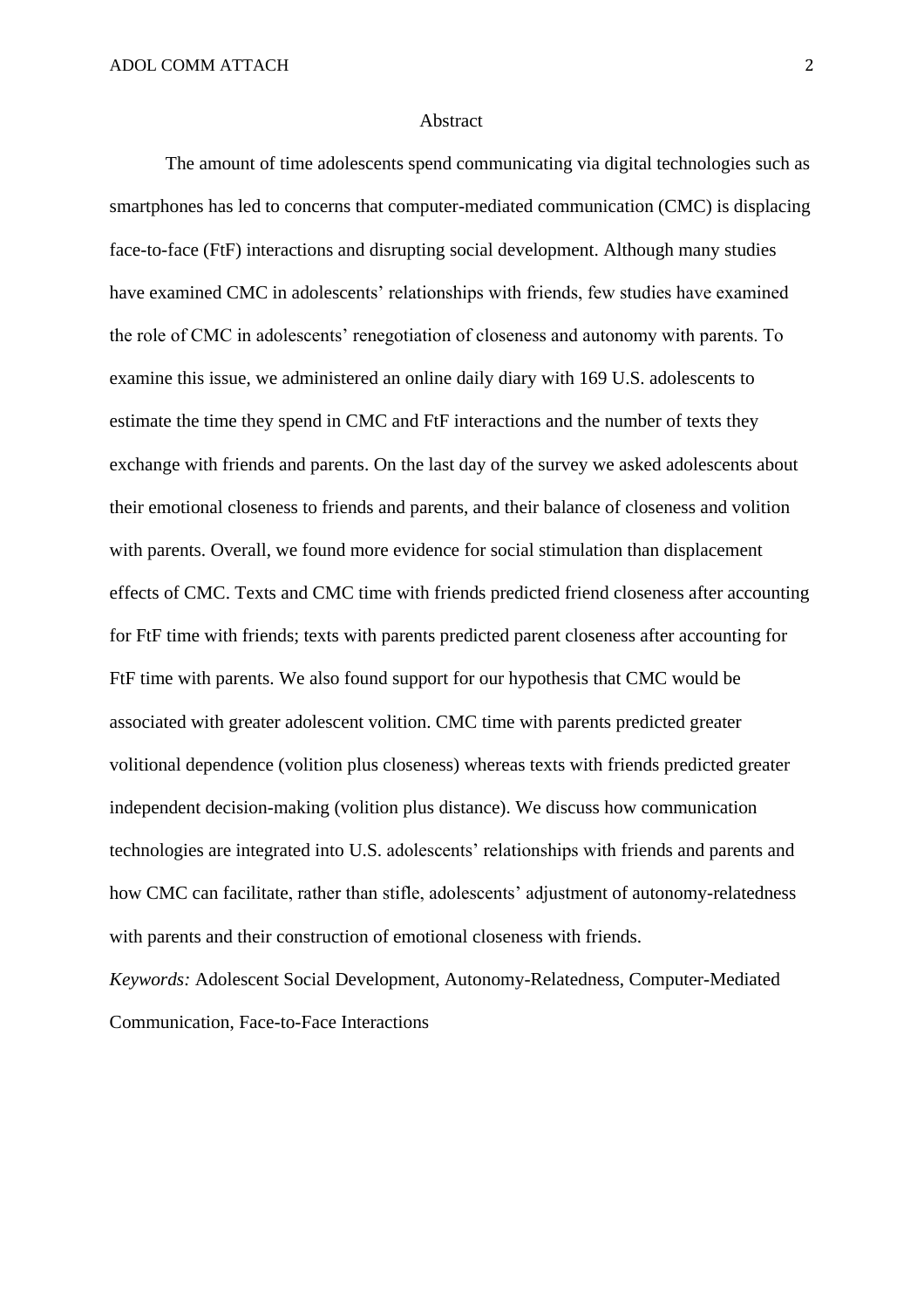## Abstract

The amount of time adolescents spend communicating via digital technologies such as smartphones has led to concerns that computer-mediated communication (CMC) is displacing face-to-face (FtF) interactions and disrupting social development. Although many studies have examined CMC in adolescents' relationships with friends, few studies have examined the role of CMC in adolescents' renegotiation of closeness and autonomy with parents. To examine this issue, we administered an online daily diary with 169 U.S. adolescents to estimate the time they spend in CMC and FtF interactions and the number of texts they exchange with friends and parents. On the last day of the survey we asked adolescents about their emotional closeness to friends and parents, and their balance of closeness and volition with parents. Overall, we found more evidence for social stimulation than displacement effects of CMC. Texts and CMC time with friends predicted friend closeness after accounting for FtF time with friends; texts with parents predicted parent closeness after accounting for FtF time with parents. We also found support for our hypothesis that CMC would be associated with greater adolescent volition. CMC time with parents predicted greater volitional dependence (volition plus closeness) whereas texts with friends predicted greater independent decision-making (volition plus distance). We discuss how communication technologies are integrated into U.S. adolescents' relationships with friends and parents and how CMC can facilitate, rather than stifle, adolescents' adjustment of autonomy-relatedness with parents and their construction of emotional closeness with friends.

*Keywords:* Adolescent Social Development, Autonomy-Relatedness, Computer-Mediated Communication, Face-to-Face Interactions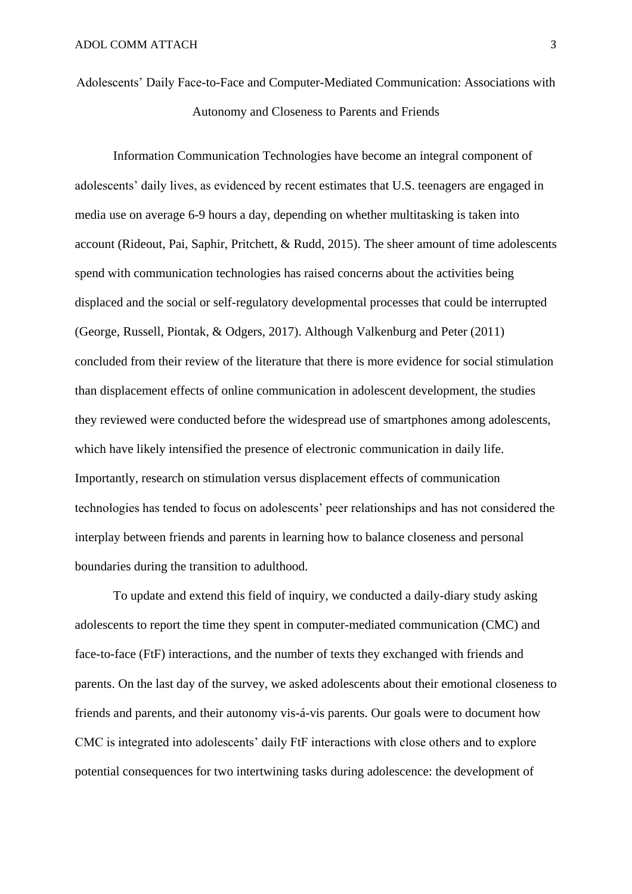# Adolescents' Daily Face-to-Face and Computer-Mediated Communication: Associations with Autonomy and Closeness to Parents and Friends

Information Communication Technologies have become an integral component of adolescents' daily lives, as evidenced by recent estimates that U.S. teenagers are engaged in media use on average 6-9 hours a day, depending on whether multitasking is taken into account (Rideout, Pai, Saphir, Pritchett, & Rudd, 2015). The sheer amount of time adolescents spend with communication technologies has raised concerns about the activities being displaced and the social or self-regulatory developmental processes that could be interrupted (George, Russell, Piontak, & Odgers, 2017). Although Valkenburg and Peter (2011) concluded from their review of the literature that there is more evidence for social stimulation than displacement effects of online communication in adolescent development, the studies they reviewed were conducted before the widespread use of smartphones among adolescents, which have likely intensified the presence of electronic communication in daily life. Importantly, research on stimulation versus displacement effects of communication technologies has tended to focus on adolescents' peer relationships and has not considered the interplay between friends and parents in learning how to balance closeness and personal boundaries during the transition to adulthood.

To update and extend this field of inquiry, we conducted a daily-diary study asking adolescents to report the time they spent in computer-mediated communication (CMC) and face-to-face (FtF) interactions, and the number of texts they exchanged with friends and parents. On the last day of the survey, we asked adolescents about their emotional closeness to friends and parents, and their autonomy vis-á-vis parents. Our goals were to document how CMC is integrated into adolescents' daily FtF interactions with close others and to explore potential consequences for two intertwining tasks during adolescence: the development of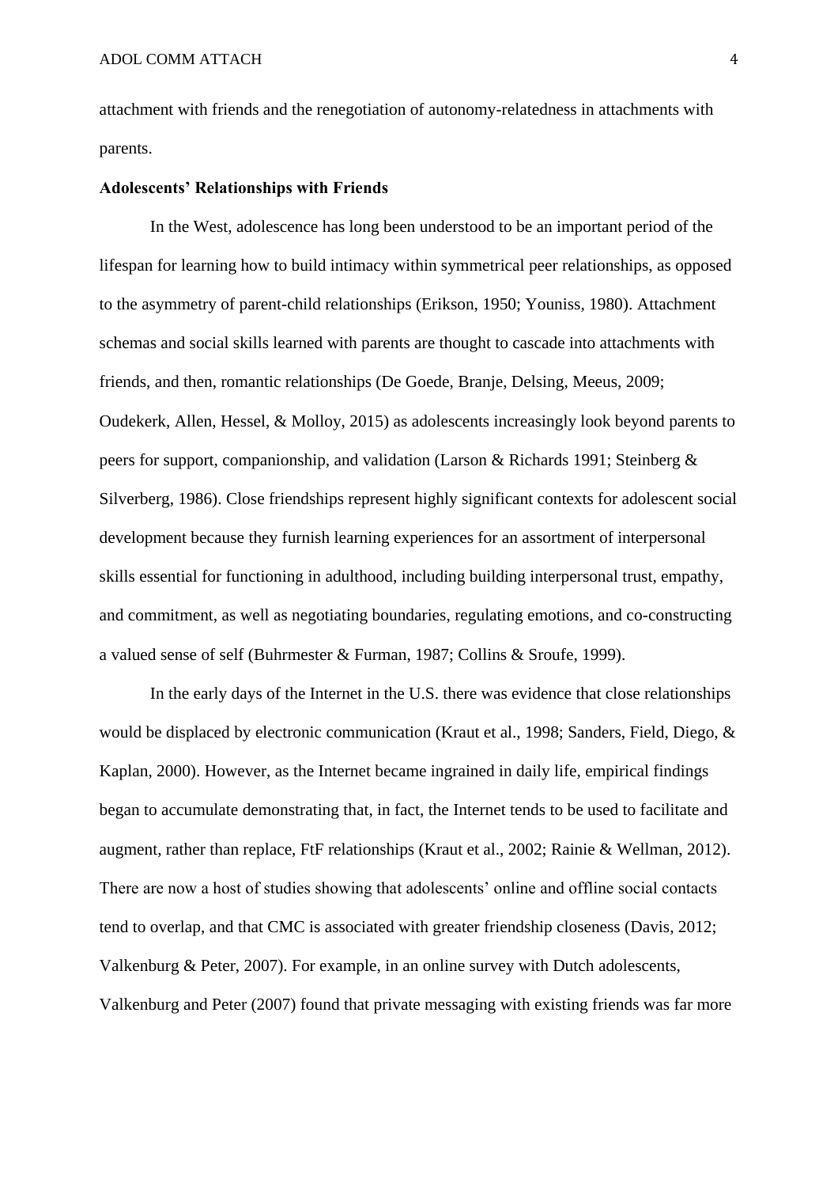attachment with friends and the renegotiation of autonomy-relatedness in attachments with parents.

## Adolescents' Relationships with Friends

In the West, adolescence has long been understood to be an important period of the lifespan for learning how to build intimacy within symmetrical peer relationships, as opposed to the asymmetry of parent-child relationships (Erikson, 1950; Youniss, 1980). Attachment schemas and social skills learned with parents are thought to cascade into attachments with friends, and then, romantic relationships (De Goede, Branje, Delsing, Meeus, 2009; Oudekerk, Allen, Hessel, & Molloy, 2015) as adolescents increasingly look beyond parents to peers for support, companionship, and validation (Larson & Richards 1991; Steinberg & Silverberg, 1986). Close friendships represent highly significant contexts for adolescent social development because they furnish learning experiences for an assortment of interpersonal skills essential for functioning in adulthood, including building interpersonal trust, empathy, and commitment, as well as negotiating boundaries, regulating emotions, and co-constructing a valued sense of self (Buhrmester & Furman, 1987; Collins & Sroufe, 1999).

In the early days of the Internet in the U.S. there was evidence that close relationships would be displaced by electronic communication (Kraut et al., 1998; Sanders, Field, Diego, & Kaplan, 2000). However, as the Internet became ingrained in daily life, empirical findings began to accumulate demonstrating that, in fact, the Internet tends to be used to facilitate and augment, rather than replace, FtF relationships (Kraut et al., 2002; Rainie & Wellman, 2012). There are now a host of studies showing that adolescents' online and offline social contacts tend to overlap, and that CMC is associated with greater friendship closeness (Davis, 2012; Valkenburg & Peter, 2007). For example, in an online survey with Dutch adolescents, Valkenburg and Peter (2007) found that private messaging with existing friends was far more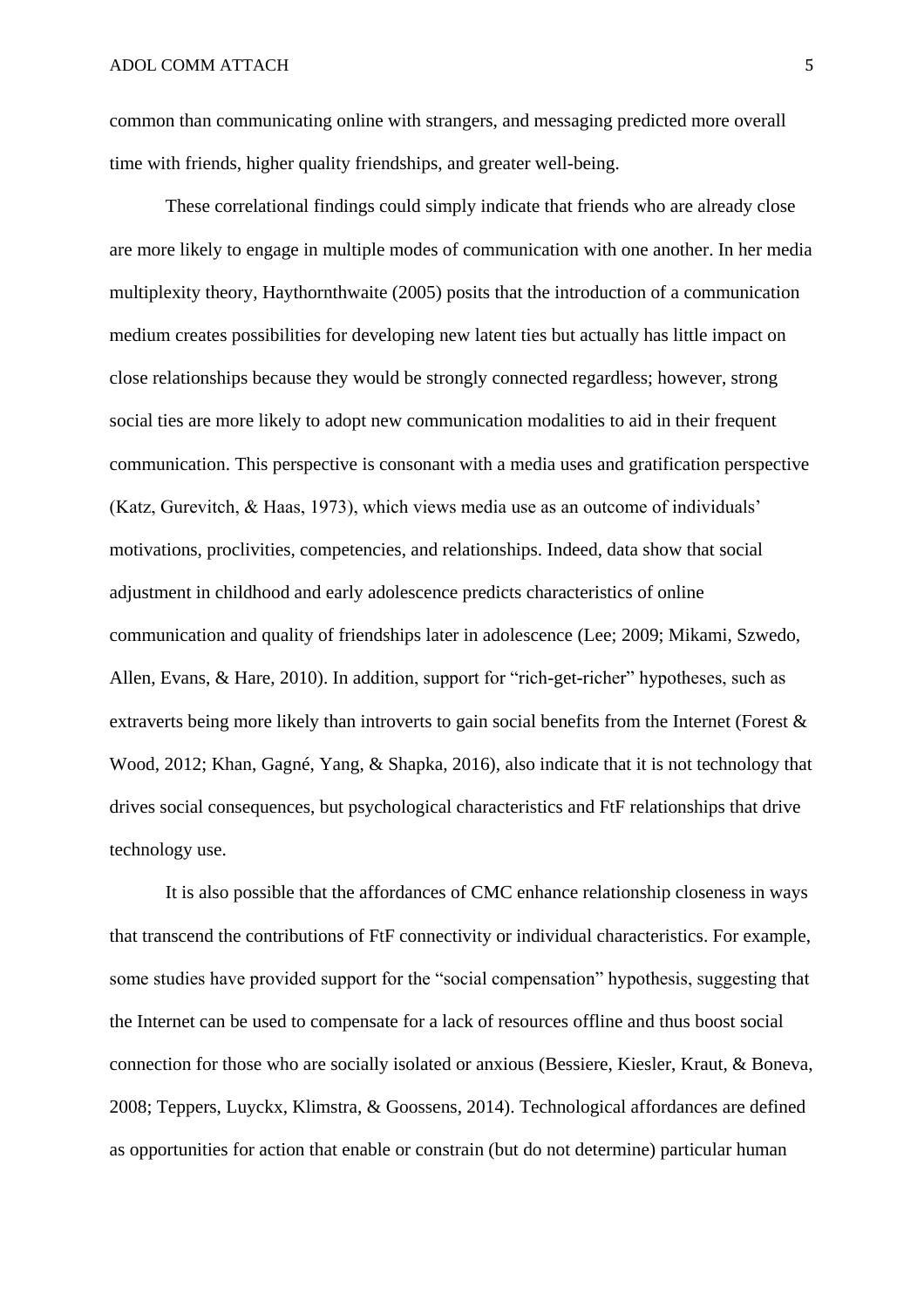common than communicating online with strangers, and messaging predicted more overall time with friends, higher quality friendships, and greater well-being.

These correlational findings could simply indicate that friends who are already close are more likely to engage in multiple modes of communication with one another. In her media multiplexity theory, Haythornthwaite (2005) posits that the introduction of a communication medium creates possibilities for developing new latent ties but actually has little impact on close relationships because they would be strongly connected regardless; however, strong social ties are more likely to adopt new communication modalities to aid in their frequent communication. This perspective is consonant with a media uses and gratification perspective (Katz, Gurevitch, & Haas, 1973), which views media use as an outcome of individuals' motivations, proclivities, competencies, and relationships. Indeed, data show that social adjustment in childhood and early adolescence predicts characteristics of online communication and quality of friendships later in adolescence (Lee; 2009; Mikami, Szwedo, Allen, Evans, & Hare, 2010). In addition, support for "rich-get-richer" hypotheses, such as extraverts being more likely than introverts to gain social benefits from the Internet (Forest & Wood, 2012; Khan, Gagné, Yang, & Shapka, 2016), also indicate that it is not technology that drives social consequences, but psychological characteristics and FtF relationships that drive technology use.

It is also possible that the affordances of CMC enhance relationship closeness in ways that transcend the contributions of FtF connectivity or individual characteristics. For example, some studies have provided support for the "social compensation" hypothesis, suggesting that the Internet can be used to compensate for a lack of resources offline and thus boost social connection for those who are socially isolated or anxious (Bessiere, Kiesler, Kraut, & Boneva, 2008; Teppers, Luyckx, Klimstra, & Goossens, 2014). Technological affordances are defined as opportunities for action that enable or constrain (but do not determine) particular human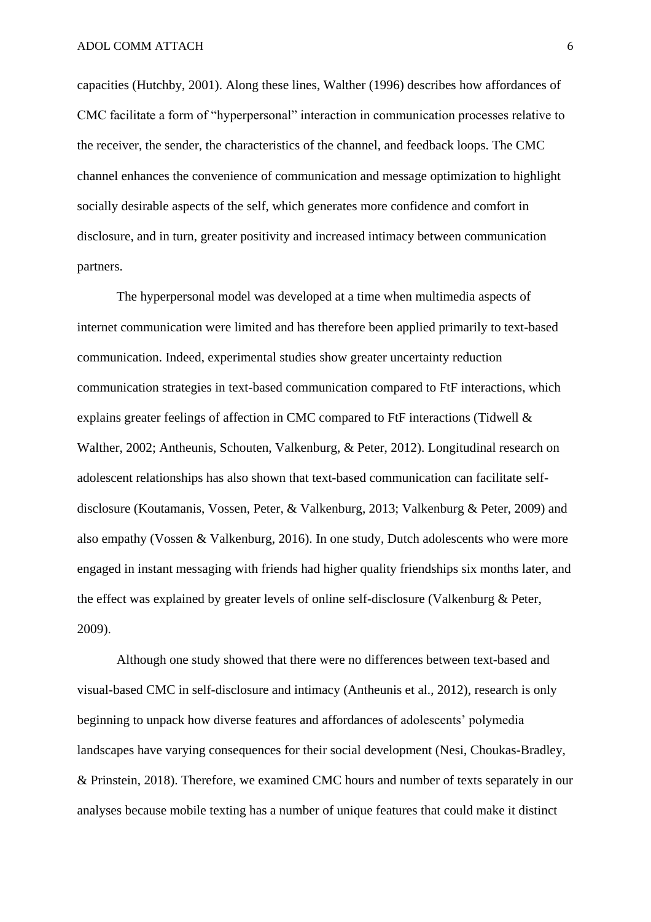capacities (Hutchby, 2001). Along these lines, Walther (1996) describes how affordances of CMC facilitate a form of "hyperpersonal" interaction in communication processes relative to the receiver, the sender, the characteristics of the channel, and feedback loops. The CMC channel enhances the convenience of communication and message optimization to highlight socially desirable aspects of the self, which generates more confidence and comfort in disclosure, and in turn, greater positivity and increased intimacy between communication partners.

The hyperpersonal model was developed at a time when multimedia aspects of internet communication were limited and has therefore been applied primarily to text-based communication. Indeed, experimental studies show greater uncertainty reduction communication strategies in text-based communication compared to FtF interactions, which explains greater feelings of affection in CMC compared to FtF interactions (Tidwell & Walther, 2002; Antheunis, Schouten, Valkenburg, & Peter, 2012). Longitudinal research on adolescent relationships has also shown that text-based communication can facilitate self-disclosure (Koutamanis, Vossen, Peter, & Valkenburg, 2013; Valkenburg & Peter, 2009) and also empathy (Vossen & Valkenburg, 2016). In one study, Dutch adolescents who were more engaged in instant messaging with friends had higher quality friendships six months later, and the effect was explained by greater levels of online self-disclosure (Valkenburg & Peter, 2009).

Although one study showed that there were no differences between text-based and visual-based CMC in self-disclosure and intimacy (Antheunis et al., 2012), research is only beginning to unpack how diverse features and affordances of adolescents' polymedia landscapes have varying consequences for their social development (Nesi, Choukas-Bradley, & Prinstein, 2018). Therefore, we examined CMC hours and number of texts separately in our analyses because mobile texting has a number of unique features that could make it distinct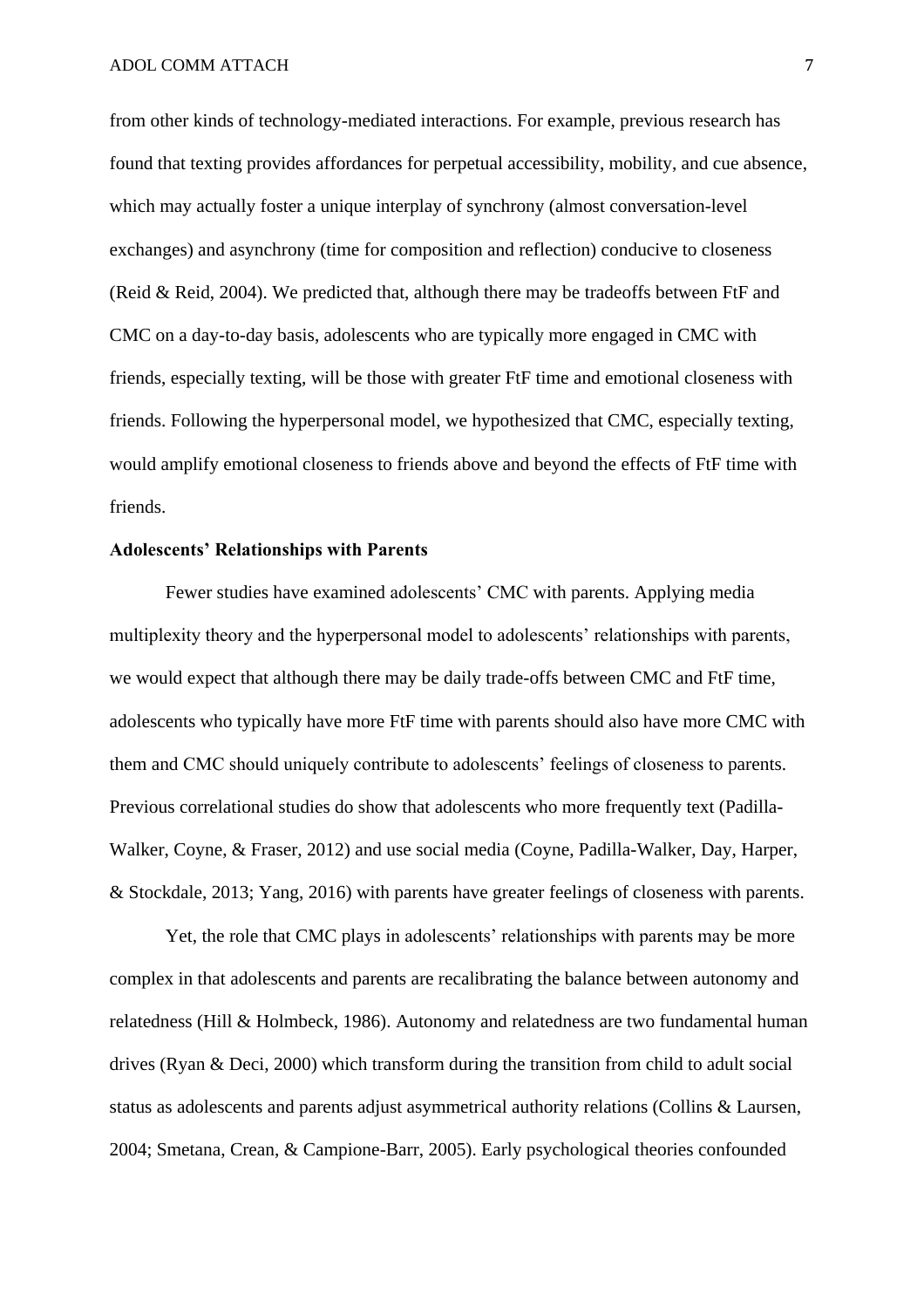from other kinds of technology-mediated interactions. For example, previous research has found that texting provides affordances for perpetual accessibility, mobility, and cue absence, which may actually foster a unique interplay of synchrony (almost conversation-level exchanges) and asynchrony (time for composition and reflection) conducive to closeness (Reid & Reid, 2004). We predicted that, although there may be tradeoffs between FtF and CMC on a day-to-day basis, adolescents who are typically more engaged in CMC with friends, especially texting, will be those with greater FtF time and emotional closeness with friends. Following the hyperpersonal model, we hypothesized that CMC, especially texting, would amplify emotional closeness to friends above and beyond the effects of FtF time with friends.

## Adolescents' Relationships with Parents

Fewer studies have examined adolescents' CMC with parents. Applying media multiplexity theory and the hyperpersonal model to adolescents' relationships with parents, we would expect that although there may be daily trade-offs between CMC and FtF time, adolescents who typically have more FtF time with parents should also have more CMC with them and CMC should uniquely contribute to adolescents' feelings of closeness to parents. Previous correlational studies do show that adolescents who more frequently text (Padilla-Walker, Coyne, & Fraser, 2012) and use social media (Coyne, Padilla-Walker, Day, Harper, & Stockdale, 2013; Yang, 2016) with parents have greater feelings of closeness with parents.

Yet, the role that CMC plays in adolescents' relationships with parents may be more complex in that adolescents and parents are recalibrating the balance between autonomy and relatedness (Hill & Holmbeck, 1986). Autonomy and relatedness are two fundamental human drives (Ryan & Deci, 2000) which transform during the transition from child to adult social status as adolescents and parents adjust asymmetrical authority relations (Collins & Laursen, 2004; Smetana, Crean, & Campione-Barr, 2005). Early psychological theories confounded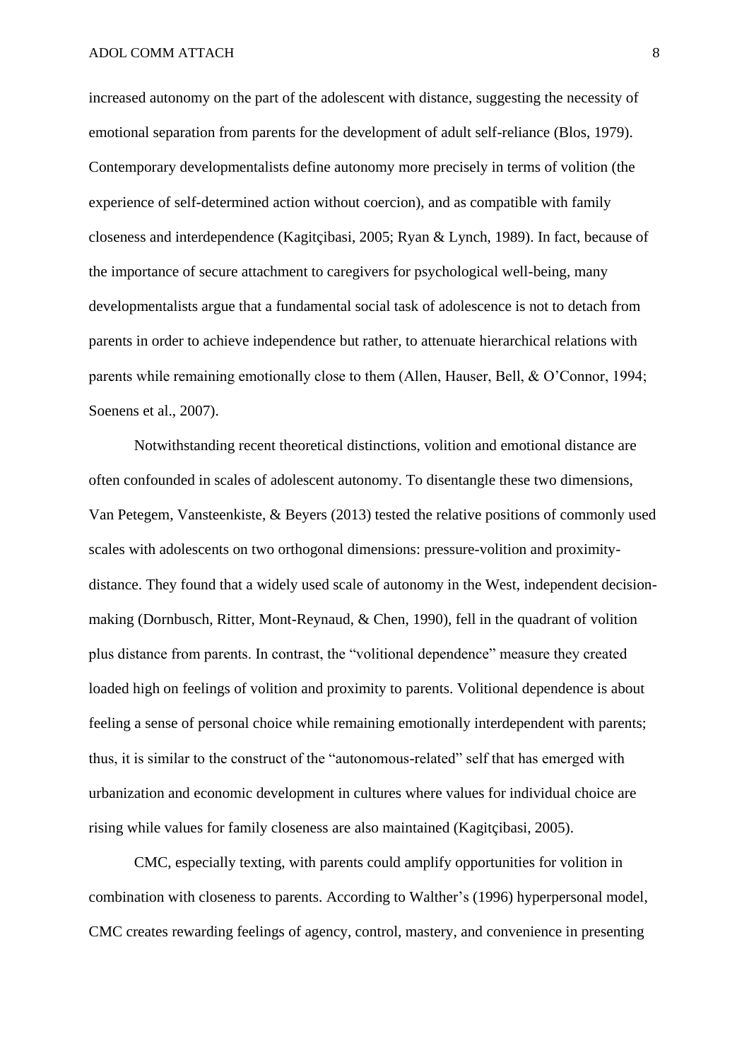increased autonomy on the part of the adolescent with distance, suggesting the necessity of emotional separation from parents for the development of adult self-reliance (Blos, 1979). Contemporary developmentalists define autonomy more precisely in terms of volition (the experience of self-determined action without coercion), and as compatible with family closeness and interdependence (Kagitçibasi, 2005; Ryan & Lynch, 1989). In fact, because of the importance of secure attachment to caregivers for psychological well-being, many developmentalists argue that a fundamental social task of adolescence is not to detach from parents in order to achieve independence but rather, to attenuate hierarchical relations with parents while remaining emotionally close to them (Allen, Hauser, Bell, & O'Connor, 1994; Soenens et al., 2007).

Notwithstanding recent theoretical distinctions, volition and emotional distance are often confounded in scales of adolescent autonomy. To disentangle these two dimensions, Van Petegem, Vansteenkiste, & Beyers (2013) tested the relative positions of commonly used scales with adolescents on two orthogonal dimensions: pressure-volition and proximity-distance. They found that a widely used scale of autonomy in the West, independent decision-making (Dornbusch, Ritter, Mont-Reynaud, & Chen, 1990), fell in the quadrant of volition plus distance from parents. In contrast, the "volitional dependence" measure they created loaded high on feelings of volition and proximity to parents. Volitional dependence is about feeling a sense of personal choice while remaining emotionally interdependent with parents; thus, it is similar to the construct of the "autonomous-related" self that has emerged with urbanization and economic development in cultures where values for individual choice are rising while values for family closeness are also maintained (Kagitçibasi, 2005).

CMC, especially texting, with parents could amplify opportunities for volition in combination with closeness to parents. According to Walther's (1996) hyperpersonal model, CMC creates rewarding feelings of agency, control, mastery, and convenience in presenting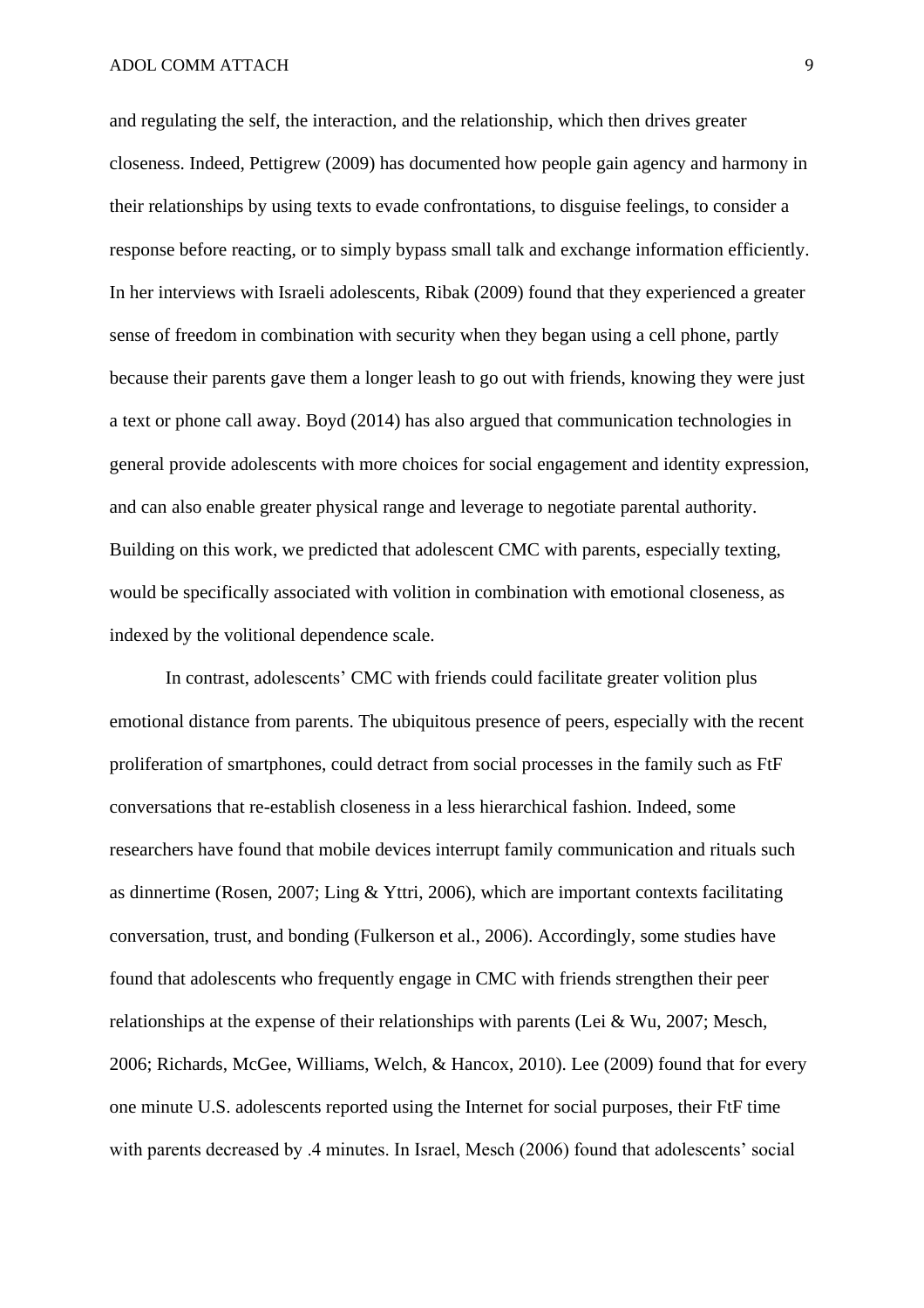and regulating the self, the interaction, and the relationship, which then drives greater closeness. Indeed, Pettigrew (2009) has documented how people gain agency and harmony in their relationships by using texts to evade confrontations, to disguise feelings, to consider a response before reacting, or to simply bypass small talk and exchange information efficiently. In her interviews with Israeli adolescents, Ribak (2009) found that they experienced a greater sense of freedom in combination with security when they began using a cell phone, partly because their parents gave them a longer leash to go out with friends, knowing they were just a text or phone call away. Boyd (2014) has also argued that communication technologies in general provide adolescents with more choices for social engagement and identity expression, and can also enable greater physical range and leverage to negotiate parental authority. Building on this work, we predicted that adolescent CMC with parents, especially texting, would be specifically associated with volition in combination with emotional closeness, as indexed by the volitional dependence scale.

In contrast, adolescents' CMC with friends could facilitate greater volition plus emotional distance from parents. The ubiquitous presence of peers, especially with the recent proliferation of smartphones, could detract from social processes in the family such as FtF conversations that re-establish closeness in a less hierarchical fashion. Indeed, some researchers have found that mobile devices interrupt family communication and rituals such as dinnertime (Rosen, 2007; Ling & Yttri, 2006), which are important contexts facilitating conversation, trust, and bonding (Fulkerson et al., 2006). Accordingly, some studies have found that adolescents who frequently engage in CMC with friends strengthen their peer relationships at the expense of their relationships with parents (Lei & Wu, 2007; Mesch, 2006; Richards, McGee, Williams, Welch, & Hancox, 2010). Lee (2009) found that for every one minute U.S. adolescents reported using the Internet for social purposes, their FtF time with parents decreased by .4 minutes. In Israel, Mesch (2006) found that adolescents' social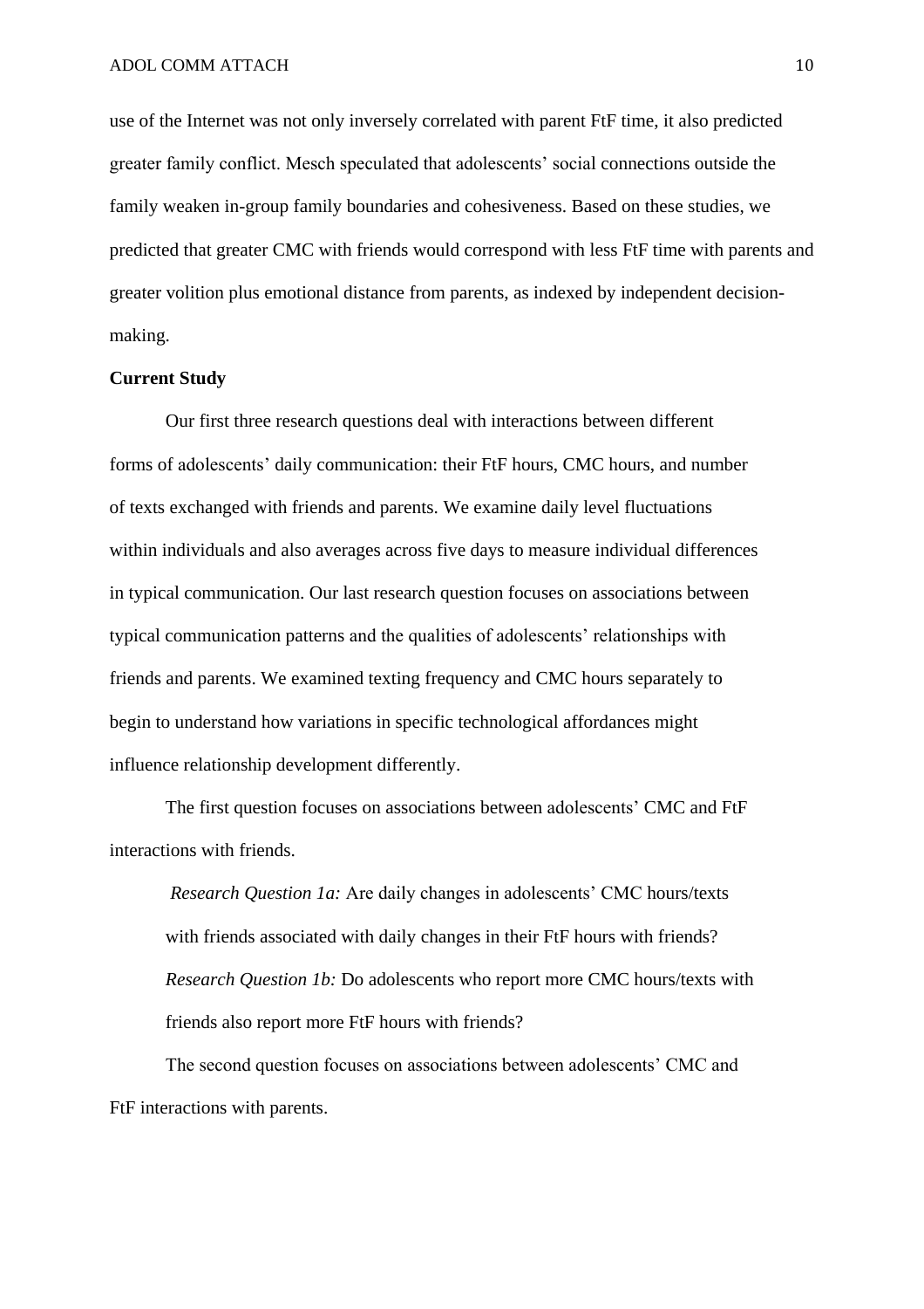use of the Internet was not only inversely correlated with parent FtF time, it also predicted greater family conflict. Mesch speculated that adolescents' social connections outside the family weaken in-group family boundaries and cohesiveness. Based on these studies, we predicted that greater CMC with friends would correspond with less FtF time with parents and greater volition plus emotional distance from parents, as indexed by independent decision-making.

**Current Study**

Our first three research questions deal with interactions between different forms of adolescents' daily communication: their FtF hours, CMC hours, and number of texts exchanged with friends and parents. We examine daily level fluctuations within individuals and also averages across five days to measure individual differences in typical communication. Our last research question focuses on associations between typical communication patterns and the qualities of adolescents' relationships with friends and parents. We examined texting frequency and CMC hours separately to begin to understand how variations in specific technological affordances might influence relationship development differently.

The first question focuses on associations between adolescents' CMC and FtF interactions with friends.

> *Research Question 1a:* Are daily changes in adolescents' CMC hours/texts with friends associated with daily changes in their FtF hours with friends?
>
> *Research Question 1b:* Do adolescents who report more CMC hours/texts with friends also report more FtF hours with friends?

The second question focuses on associations between adolescents' CMC and FtF interactions with parents.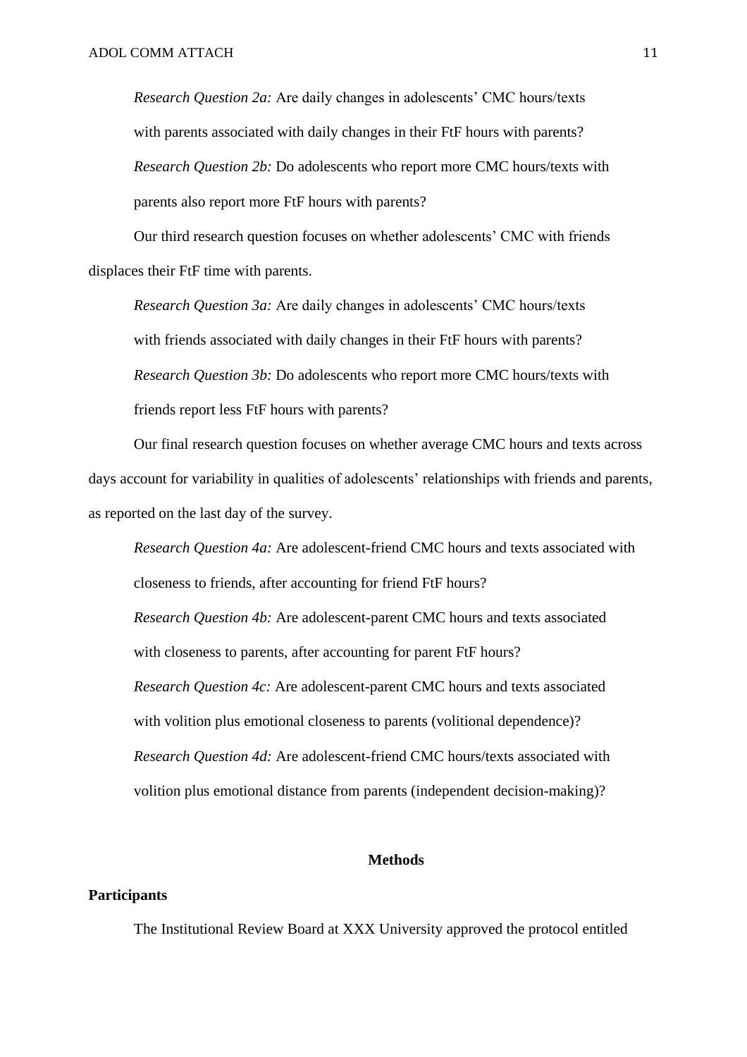*Research Question 2a:* Are daily changes in adolescents' CMC hours/texts with parents associated with daily changes in their FtF hours with parents?

*Research Question 2b:* Do adolescents who report more CMC hours/texts with parents also report more FtF hours with parents?

Our third research question focuses on whether adolescents' CMC with friends displaces their FtF time with parents.

*Research Question 3a:* Are daily changes in adolescents' CMC hours/texts with friends associated with daily changes in their FtF hours with parents?

*Research Question 3b:* Do adolescents who report more CMC hours/texts with friends report less FtF hours with parents?

Our final research question focuses on whether average CMC hours and texts across days account for variability in qualities of adolescents' relationships with friends and parents, as reported on the last day of the survey.

*Research Question 4a:* Are adolescent-friend CMC hours and texts associated with closeness to friends, after accounting for friend FtF hours?

*Research Question 4b:* Are adolescent-parent CMC hours and texts associated with closeness to parents, after accounting for parent FtF hours?

*Research Question 4c:* Are adolescent-parent CMC hours and texts associated with volition plus emotional closeness to parents (volitional dependence)?

*Research Question 4d:* Are adolescent-friend CMC hours/texts associated with volition plus emotional distance from parents (independent decision-making)?

# Methods

## Participants

The Institutional Review Board at XXX University approved the protocol entitled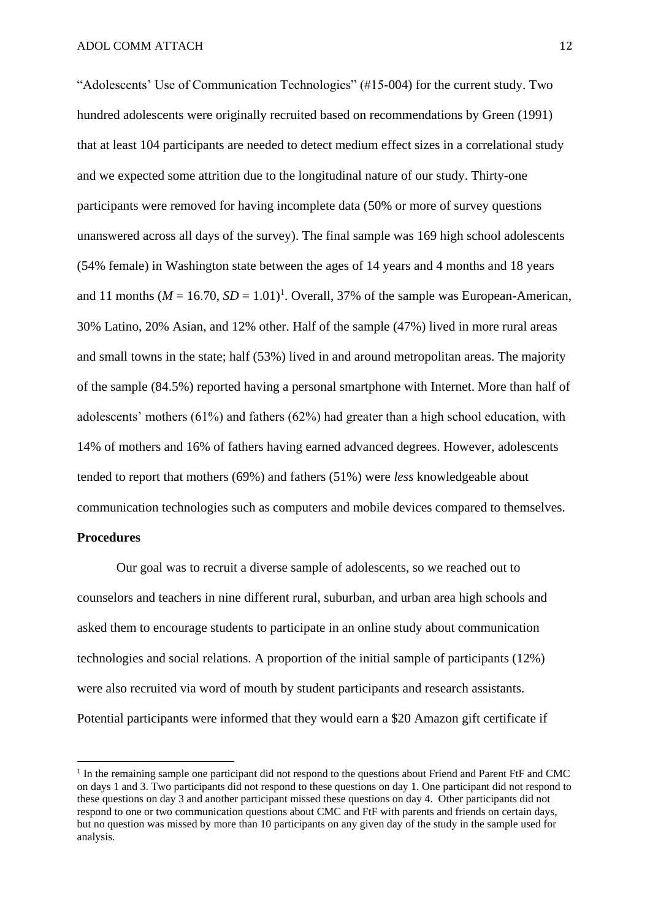"Adolescents' Use of Communication Technologies" (#15-004) for the current study. Two hundred adolescents were originally recruited based on recommendations by Green (1991) that at least 104 participants are needed to detect medium effect sizes in a correlational study and we expected some attrition due to the longitudinal nature of our study. Thirty-one participants were removed for having incomplete data (50% or more of survey questions unanswered across all days of the survey). The final sample was 169 high school adolescents (54% female) in Washington state between the ages of 14 years and 4 months and 18 years and 11 months ($M$ = 16.70, $SD$ = 1.01)[1]. Overall, 37% of the sample was European-American, 30% Latino, 20% Asian, and 12% other. Half of the sample (47%) lived in more rural areas and small towns in the state; half (53%) lived in and around metropolitan areas. The majority of the sample (84.5%) reported having a personal smartphone with Internet. More than half of adolescents' mothers (61%) and fathers (62%) had greater than a high school education, with 14% of mothers and 16% of fathers having earned advanced degrees. However, adolescents tended to report that mothers (69%) and fathers (51%) were *less* knowledgeable about communication technologies such as computers and mobile devices compared to themselves.

**Procedures**

Our goal was to recruit a diverse sample of adolescents, so we reached out to counselors and teachers in nine different rural, suburban, and urban area high schools and asked them to encourage students to participate in an online study about communication technologies and social relations. A proportion of the initial sample of participants (12%) were also recruited via word of mouth by student participants and research assistants. Potential participants were informed that they would earn a $20 Amazon gift certificate if

[1] In the remaining sample one participant did not respond to the questions about Friend and Parent FtF and CMC on days 1 and 3. Two participants did not respond to these questions on day 1. One participant did not respond to these questions on day 3 and another participant missed these questions on day 4. Other participants did not respond to one or two communication questions about CMC and FtF with parents and friends on certain days, but no question was missed by more than 10 participants on any given day of the study in the sample used for analysis.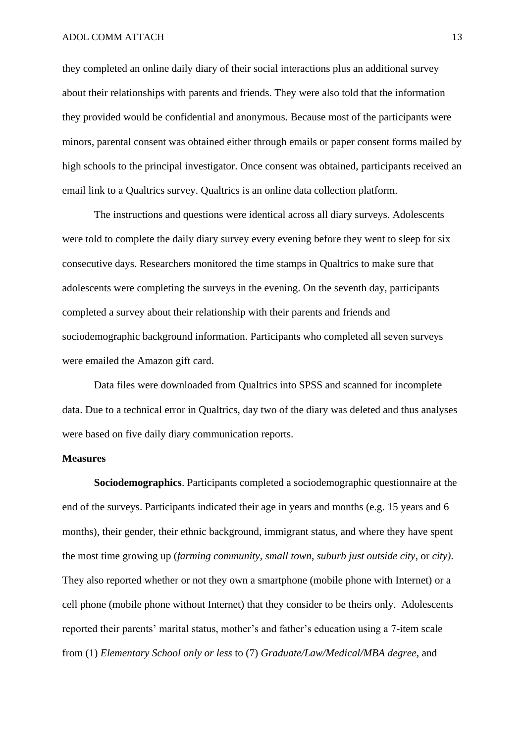they completed an online daily diary of their social interactions plus an additional survey about their relationships with parents and friends. They were also told that the information they provided would be confidential and anonymous. Because most of the participants were minors, parental consent was obtained either through emails or paper consent forms mailed by high schools to the principal investigator. Once consent was obtained, participants received an email link to a Qualtrics survey. Qualtrics is an online data collection platform.

The instructions and questions were identical across all diary surveys. Adolescents were told to complete the daily diary survey every evening before they went to sleep for six consecutive days. Researchers monitored the time stamps in Qualtrics to make sure that adolescents were completing the surveys in the evening. On the seventh day, participants completed a survey about their relationship with their parents and friends and sociodemographic background information. Participants who completed all seven surveys were emailed the Amazon gift card.

Data files were downloaded from Qualtrics into SPSS and scanned for incomplete data. Due to a technical error in Qualtrics, day two of the diary was deleted and thus analyses were based on five daily diary communication reports.

**Measures**

**Sociodemographics**. Participants completed a sociodemographic questionnaire at the end of the surveys. Participants indicated their age in years and months (e.g. 15 years and 6 months), their gender, their ethnic background, immigrant status, and where they have spent the most time growing up (*farming community*, *small town*, *suburb just outside city*, or *city)*. They also reported whether or not they own a smartphone (mobile phone with Internet) or a cell phone (mobile phone without Internet) that they consider to be theirs only. Adolescents reported their parents' marital status, mother's and father's education using a 7-item scale from (1) *Elementary School only or less* to (7) *Graduate/Law/Medical/MBA degree*, and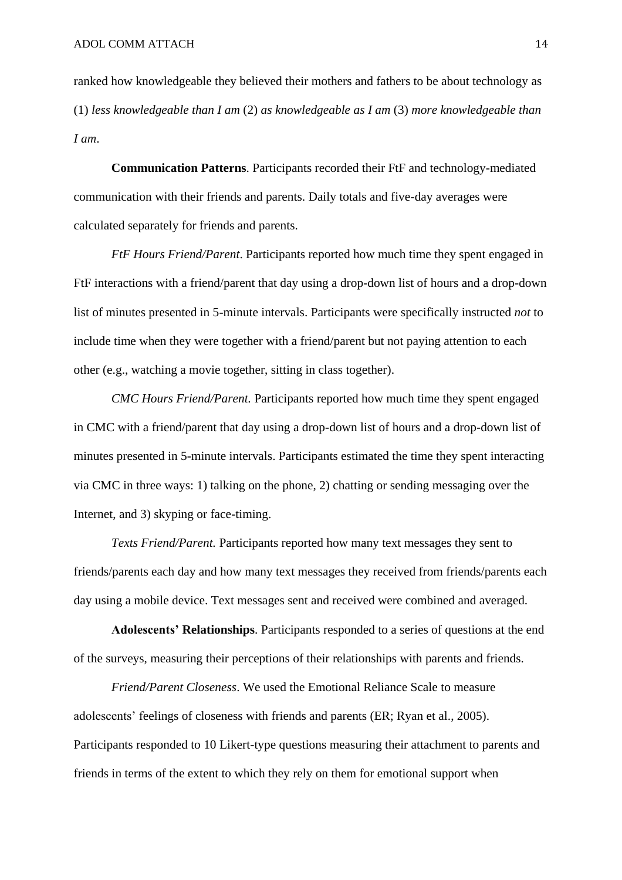ranked how knowledgeable they believed their mothers and fathers to be about technology as (1) *less knowledgeable than I am* (2) *as knowledgeable as I am* (3) *more knowledgeable than I am*.

**Communication Patterns**. Participants recorded their FtF and technology-mediated communication with their friends and parents. Daily totals and five-day averages were calculated separately for friends and parents.

*FtF Hours Friend/Parent*. Participants reported how much time they spent engaged in FtF interactions with a friend/parent that day using a drop-down list of hours and a drop-down list of minutes presented in 5-minute intervals. Participants were specifically instructed *not* to include time when they were together with a friend/parent but not paying attention to each other (e.g., watching a movie together, sitting in class together).

*CMC Hours Friend/Parent.* Participants reported how much time they spent engaged in CMC with a friend/parent that day using a drop-down list of hours and a drop-down list of minutes presented in 5-minute intervals. Participants estimated the time they spent interacting via CMC in three ways: 1) talking on the phone, 2) chatting or sending messaging over the Internet, and 3) skyping or face-timing.

*Texts Friend/Parent.* Participants reported how many text messages they sent to friends/parents each day and how many text messages they received from friends/parents each day using a mobile device. Text messages sent and received were combined and averaged.

**Adolescents' Relationships**. Participants responded to a series of questions at the end of the surveys, measuring their perceptions of their relationships with parents and friends.

*Friend/Parent Closeness*. We used the Emotional Reliance Scale to measure adolescents' feelings of closeness with friends and parents (ER; Ryan et al., 2005). Participants responded to 10 Likert-type questions measuring their attachment to parents and friends in terms of the extent to which they rely on them for emotional support when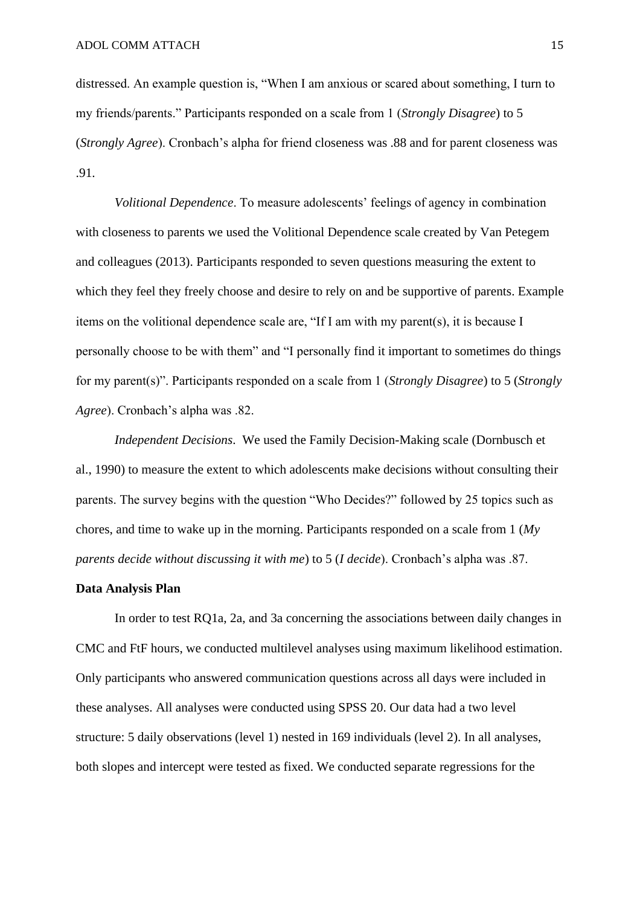distressed. An example question is, “When I am anxious or scared about something, I turn to my friends/parents.” Participants responded on a scale from 1 (*Strongly Disagree*) to 5 (*Strongly Agree*). Cronbach’s alpha for friend closeness was .88 and for parent closeness was .91.

*Volitional Dependence*. To measure adolescents’ feelings of agency in combination with closeness to parents we used the Volitional Dependence scale created by Van Petegem and colleagues (2013). Participants responded to seven questions measuring the extent to which they feel they freely choose and desire to rely on and be supportive of parents. Example items on the volitional dependence scale are, “If I am with my parent(s), it is because I personally choose to be with them” and “I personally find it important to sometimes do things for my parent(s)”. Participants responded on a scale from 1 (*Strongly Disagree*) to 5 (*Strongly Agree*). Cronbach’s alpha was .82.

*Independent Decisions*. We used the Family Decision-Making scale (Dornbusch et al., 1990) to measure the extent to which adolescents make decisions without consulting their parents. The survey begins with the question “Who Decides?” followed by 25 topics such as chores, and time to wake up in the morning. Participants responded on a scale from 1 (*My parents decide without discussing it with me*) to 5 (*I decide*). Cronbach’s alpha was .87.

**Data Analysis Plan**

In order to test RQ1a, 2a, and 3a concerning the associations between daily changes in CMC and FtF hours, we conducted multilevel analyses using maximum likelihood estimation. Only participants who answered communication questions across all days were included in these analyses. All analyses were conducted using SPSS 20. Our data had a two level structure: 5 daily observations (level 1) nested in 169 individuals (level 2). In all analyses, both slopes and intercept were tested as fixed. We conducted separate regressions for the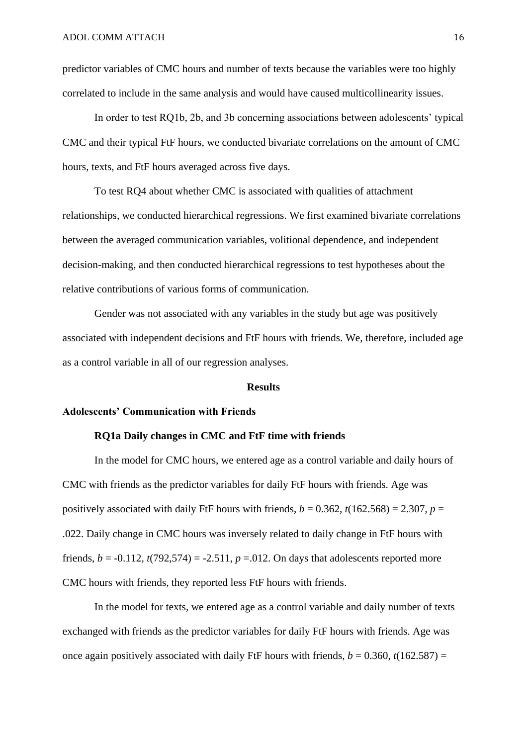predictor variables of CMC hours and number of texts because the variables were too highly correlated to include in the same analysis and would have caused multicollinearity issues.

In order to test RQ1b, 2b, and 3b concerning associations between adolescents' typical CMC and their typical FtF hours, we conducted bivariate correlations on the amount of CMC hours, texts, and FtF hours averaged across five days.

To test RQ4 about whether CMC is associated with qualities of attachment relationships, we conducted hierarchical regressions. We first examined bivariate correlations between the averaged communication variables, volitional dependence, and independent decision-making, and then conducted hierarchical regressions to test hypotheses about the relative contributions of various forms of communication.

Gender was not associated with any variables in the study but age was positively associated with independent decisions and FtF hours with friends. We, therefore, included age as a control variable in all of our regression analyses.

## Results

### Adolescents' Communication with Friends

#### RQ1a Daily changes in CMC and FtF time with friends

In the model for CMC hours, we entered age as a control variable and daily hours of CMC with friends as the predictor variables for daily FtF hours with friends. Age was positively associated with daily FtF hours with friends, $b = 0.362$, $t(162.568) = 2.307$, $p = .022$. Daily change in CMC hours was inversely related to daily change in FtF hours with friends, $b = -0.112$, $t(792{,}574) = -2.511$, $p = .012$. On days that adolescents reported more CMC hours with friends, they reported less FtF hours with friends.

In the model for texts, we entered age as a control variable and daily number of texts exchanged with friends as the predictor variables for daily FtF hours with friends. Age was once again positively associated with daily FtF hours with friends, $b = 0.360$, $t(162.587) =$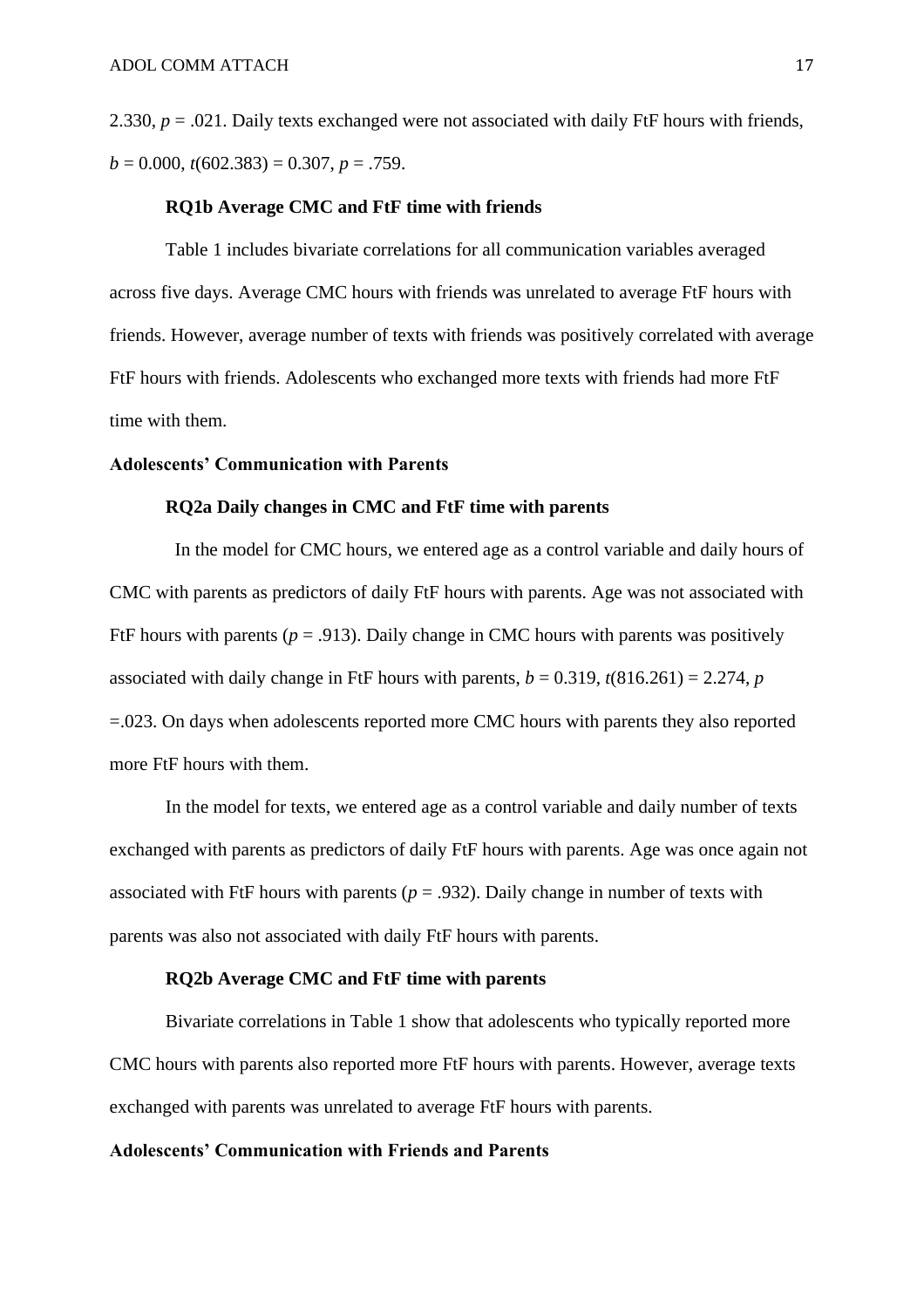2.330, $p = .021$. Daily texts exchanged were not associated with daily FtF hours with friends, $b = 0.000$, $t(602.383) = 0.307$, $p = .759$.

### RQ1b Average CMC and FtF time with friends

Table 1 includes bivariate correlations for all communication variables averaged across five days. Average CMC hours with friends was unrelated to average FtF hours with friends. However, average number of texts with friends was positively correlated with average FtF hours with friends. Adolescents who exchanged more texts with friends had more FtF time with them.

## Adolescents' Communication with Parents

### RQ2a Daily changes in CMC and FtF time with parents

In the model for CMC hours, we entered age as a control variable and daily hours of CMC with parents as predictors of daily FtF hours with parents. Age was not associated with FtF hours with parents ($p = .913$). Daily change in CMC hours with parents was positively associated with daily change in FtF hours with parents, $b = 0.319$, $t(816.261) = 2.274$, $p = .023$. On days when adolescents reported more CMC hours with parents they also reported more FtF hours with them.

In the model for texts, we entered age as a control variable and daily number of texts exchanged with parents as predictors of daily FtF hours with parents. Age was once again not associated with FtF hours with parents ($p = .932$). Daily change in number of texts with parents was also not associated with daily FtF hours with parents.

### RQ2b Average CMC and FtF time with parents

Bivariate correlations in Table 1 show that adolescents who typically reported more CMC hours with parents also reported more FtF hours with parents. However, average texts exchanged with parents was unrelated to average FtF hours with parents.

## Adolescents' Communication with Friends and Parents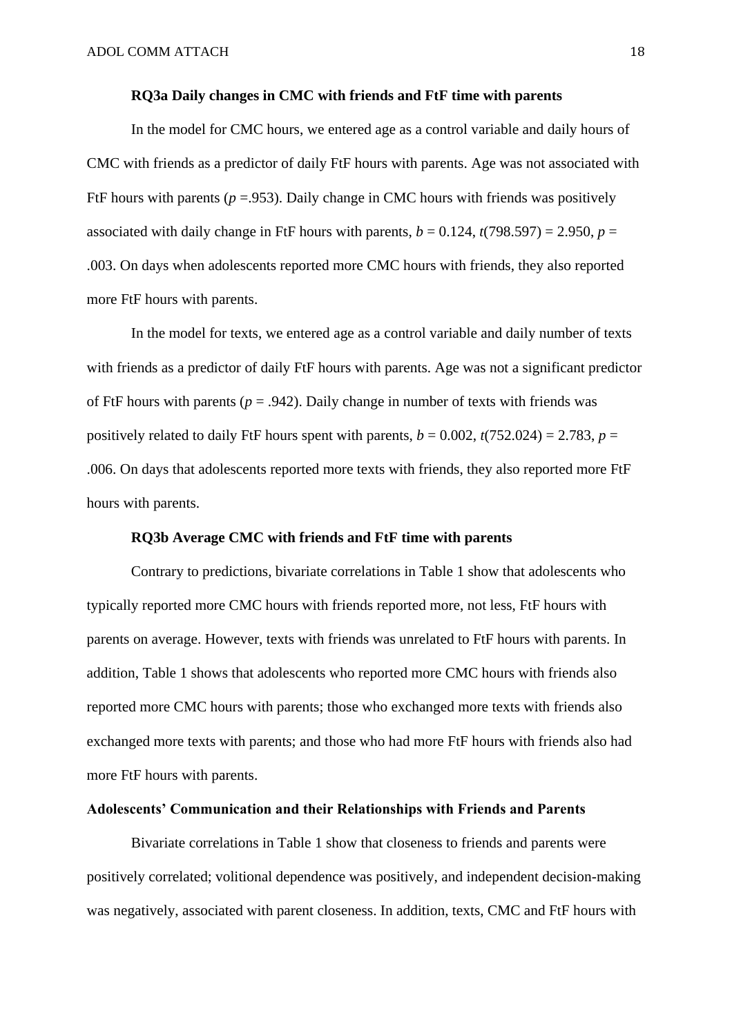**RQ3a Daily changes in CMC with friends and FtF time with parents**

In the model for CMC hours, we entered age as a control variable and daily hours of CMC with friends as a predictor of daily FtF hours with parents. Age was not associated with FtF hours with parents ($p$ =.953). Daily change in CMC hours with friends was positively associated with daily change in FtF hours with parents, $b$ = 0.124, $t$(798.597) = 2.950, $p$ = .003. On days when adolescents reported more CMC hours with friends, they also reported more FtF hours with parents.

In the model for texts, we entered age as a control variable and daily number of texts with friends as a predictor of daily FtF hours with parents. Age was not a significant predictor of FtF hours with parents ($p$ = .942). Daily change in number of texts with friends was positively related to daily FtF hours spent with parents, $b$ = 0.002, $t$(752.024) = 2.783, $p$ = .006. On days that adolescents reported more texts with friends, they also reported more FtF hours with parents.

**RQ3b Average CMC with friends and FtF time with parents**

Contrary to predictions, bivariate correlations in Table 1 show that adolescents who typically reported more CMC hours with friends reported more, not less, FtF hours with parents on average. However, texts with friends was unrelated to FtF hours with parents. In addition, Table 1 shows that adolescents who reported more CMC hours with friends also reported more CMC hours with parents; those who exchanged more texts with friends also exchanged more texts with parents; and those who had more FtF hours with friends also had more FtF hours with parents.

**Adolescents' Communication and their Relationships with Friends and Parents**

Bivariate correlations in Table 1 show that closeness to friends and parents were positively correlated; volitional dependence was positively, and independent decision-making was negatively, associated with parent closeness. In addition, texts, CMC and FtF hours with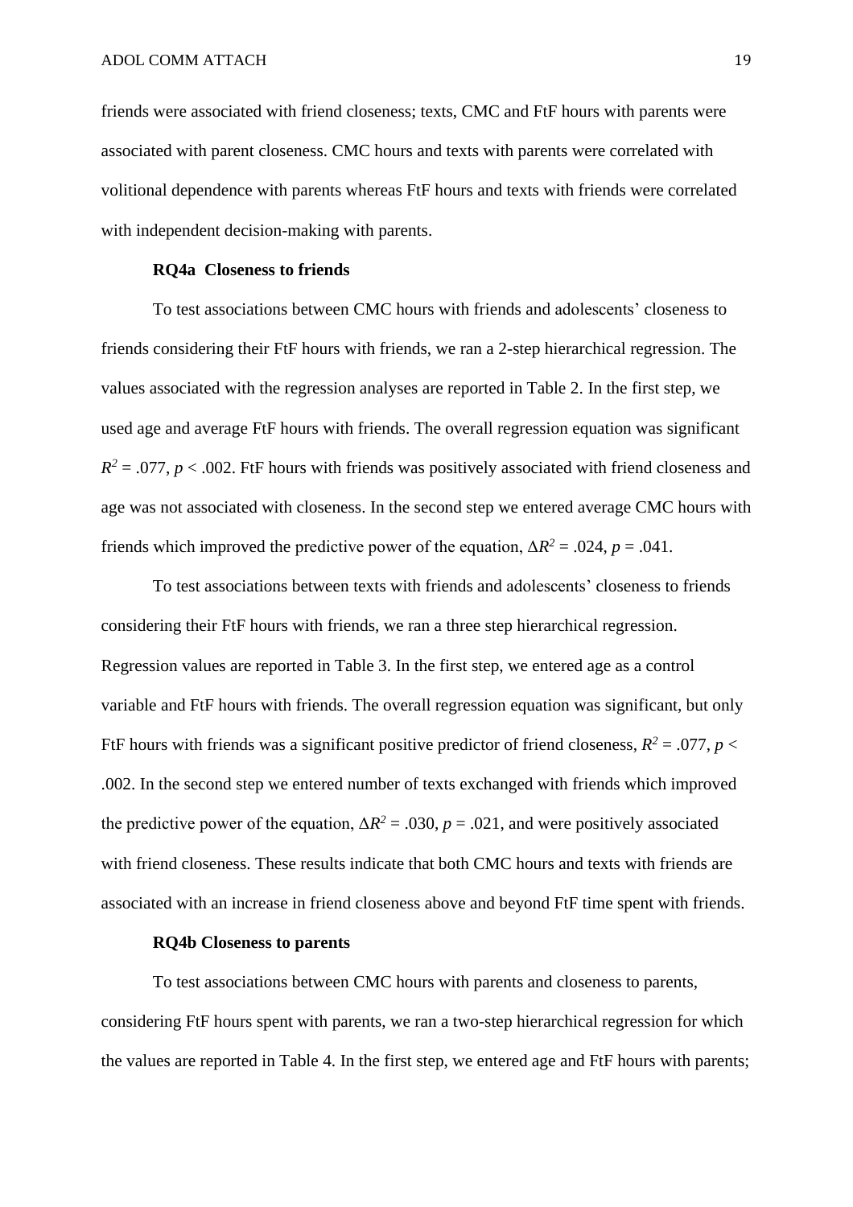friends were associated with friend closeness; texts, CMC and FtF hours with parents were associated with parent closeness. CMC hours and texts with parents were correlated with volitional dependence with parents whereas FtF hours and texts with friends were correlated with independent decision-making with parents.

**RQ4a Closeness to friends**

To test associations between CMC hours with friends and adolescents' closeness to friends considering their FtF hours with friends, we ran a 2-step hierarchical regression. The values associated with the regression analyses are reported in Table 2. In the first step, we used age and average FtF hours with friends. The overall regression equation was significant $R^2$ = .077, $p$ < .002. FtF hours with friends was positively associated with friend closeness and age was not associated with closeness. In the second step we entered average CMC hours with friends which improved the predictive power of the equation, $\Delta R^2$ = .024, $p$ = .041.

To test associations between texts with friends and adolescents' closeness to friends considering their FtF hours with friends, we ran a three step hierarchical regression. Regression values are reported in Table 3. In the first step, we entered age as a control variable and FtF hours with friends. The overall regression equation was significant, but only FtF hours with friends was a significant positive predictor of friend closeness, $R^2$ = .077, $p$ < .002. In the second step we entered number of texts exchanged with friends which improved the predictive power of the equation, $\Delta R^2$ = .030, $p$ = .021, and were positively associated with friend closeness. These results indicate that both CMC hours and texts with friends are associated with an increase in friend closeness above and beyond FtF time spent with friends.

**RQ4b Closeness to parents**

To test associations between CMC hours with parents and closeness to parents, considering FtF hours spent with parents, we ran a two-step hierarchical regression for which the values are reported in Table 4. In the first step, we entered age and FtF hours with parents;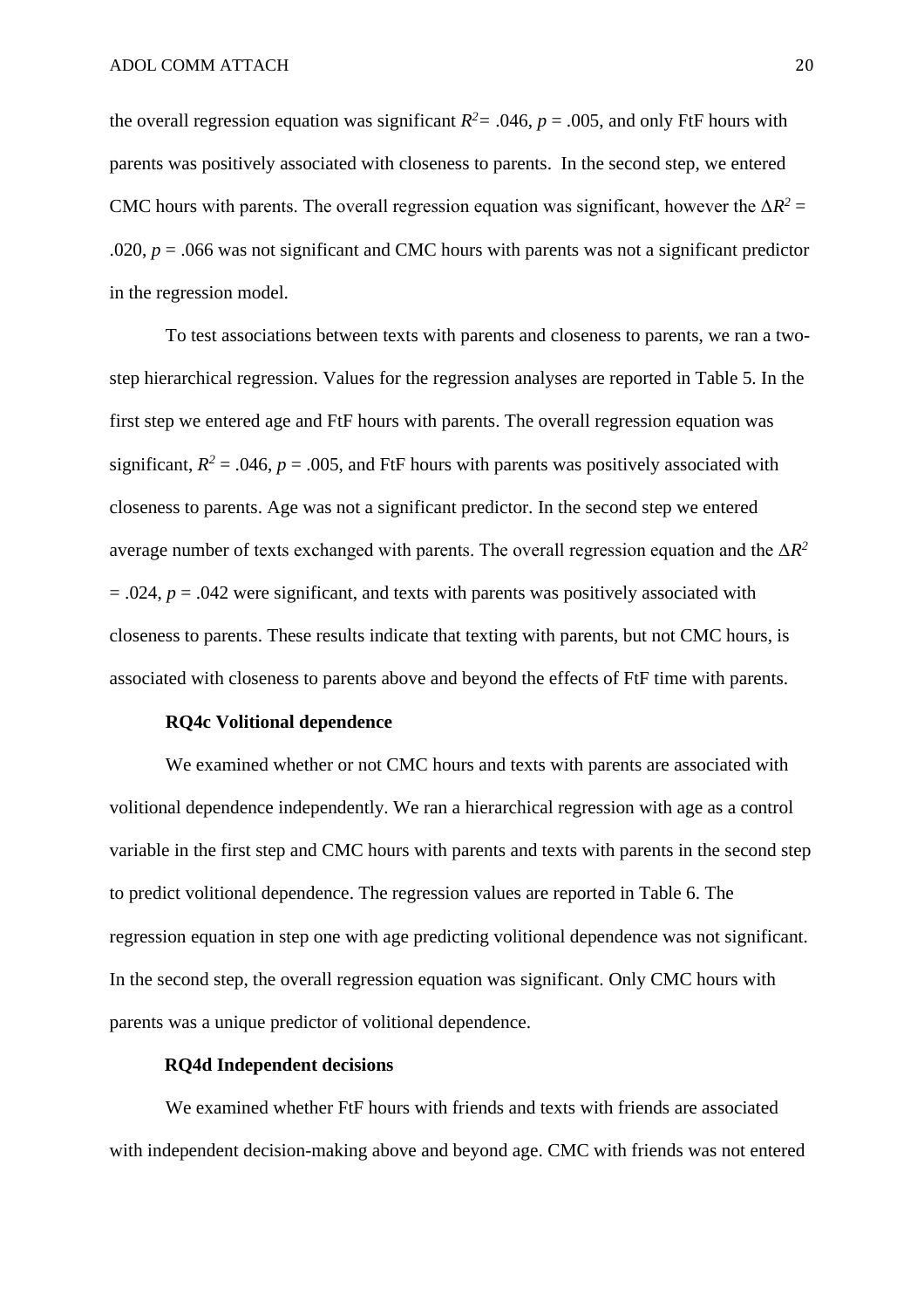the overall regression equation was significant $R^2 = .046$, $p = .005$, and only FtF hours with parents was positively associated with closeness to parents.  In the second step, we entered CMC hours with parents. The overall regression equation was significant, however the $\Delta R^2 = .020$, $p = .066$ was not significant and CMC hours with parents was not a significant predictor in the regression model.

To test associations between texts with parents and closeness to parents, we ran a two-step hierarchical regression. Values for the regression analyses are reported in Table 5. In the first step we entered age and FtF hours with parents. The overall regression equation was significant, $R^2 = .046$, $p = .005$, and FtF hours with parents was positively associated with closeness to parents. Age was not a significant predictor. In the second step we entered average number of texts exchanged with parents. The overall regression equation and the $\Delta R^2 = .024$, $p = .042$ were significant, and texts with parents was positively associated with closeness to parents. These results indicate that texting with parents, but not CMC hours, is associated with closeness to parents above and beyond the effects of FtF time with parents.

**RQ4c Volitional dependence**

We examined whether or not CMC hours and texts with parents are associated with volitional dependence independently. We ran a hierarchical regression with age as a control variable in the first step and CMC hours with parents and texts with parents in the second step to predict volitional dependence. The regression values are reported in Table 6. The regression equation in step one with age predicting volitional dependence was not significant. In the second step, the overall regression equation was significant. Only CMC hours with parents was a unique predictor of volitional dependence.

**RQ4d Independent decisions**

We examined whether FtF hours with friends and texts with friends are associated with independent decision-making above and beyond age. CMC with friends was not entered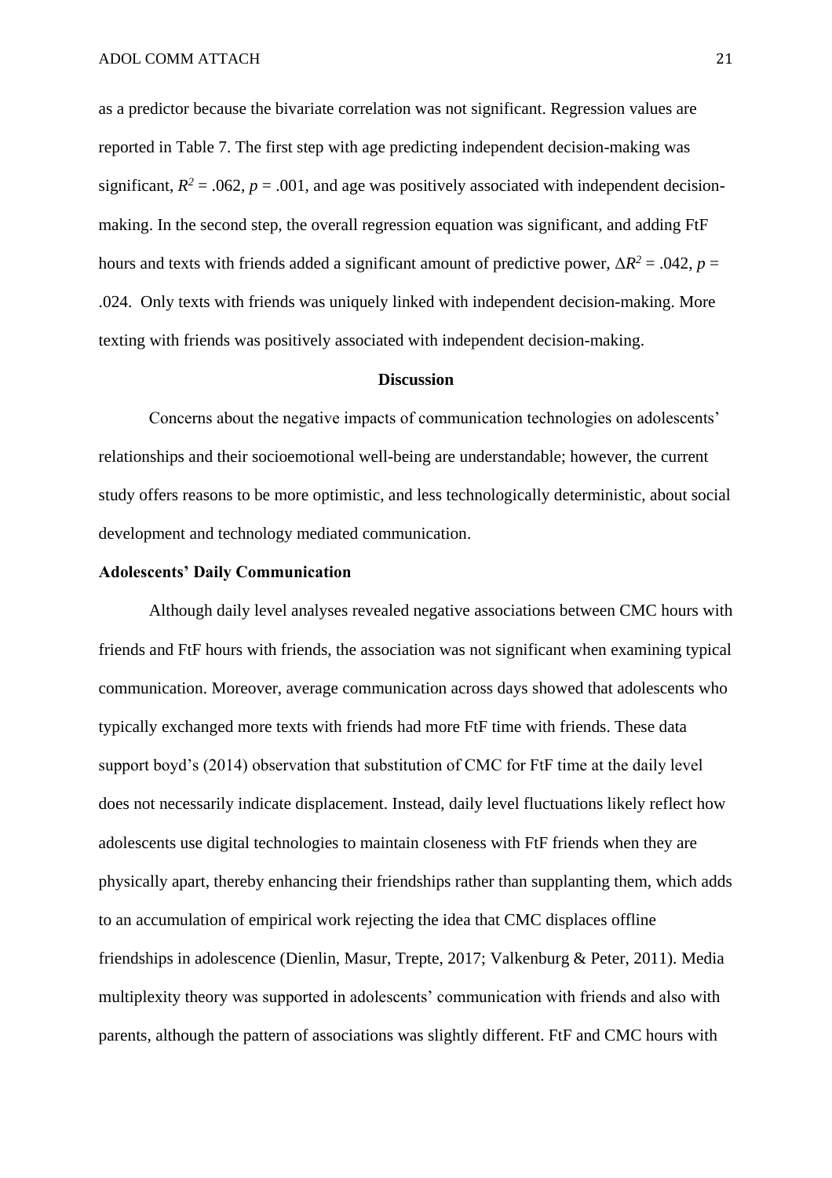as a predictor because the bivariate correlation was not significant. Regression values are reported in Table 7. The first step with age predicting independent decision-making was significant, $R^2 = .062$, $p = .001$, and age was positively associated with independent decision-making. In the second step, the overall regression equation was significant, and adding FtF hours and texts with friends added a significant amount of predictive power, $\Delta R^2 = .042$, $p = .024$. Only texts with friends was uniquely linked with independent decision-making. More texting with friends was positively associated with independent decision-making.

## Discussion

Concerns about the negative impacts of communication technologies on adolescents' relationships and their socioemotional well-being are understandable; however, the current study offers reasons to be more optimistic, and less technologically deterministic, about social development and technology mediated communication.

### Adolescents' Daily Communication

Although daily level analyses revealed negative associations between CMC hours with friends and FtF hours with friends, the association was not significant when examining typical communication. Moreover, average communication across days showed that adolescents who typically exchanged more texts with friends had more FtF time with friends. These data support boyd's (2014) observation that substitution of CMC for FtF time at the daily level does not necessarily indicate displacement. Instead, daily level fluctuations likely reflect how adolescents use digital technologies to maintain closeness with FtF friends when they are physically apart, thereby enhancing their friendships rather than supplanting them, which adds to an accumulation of empirical work rejecting the idea that CMC displaces offline friendships in adolescence (Dienlin, Masur, Trepte, 2017; Valkenburg & Peter, 2011). Media multiplexity theory was supported in adolescents' communication with friends and also with parents, although the pattern of associations was slightly different. FtF and CMC hours with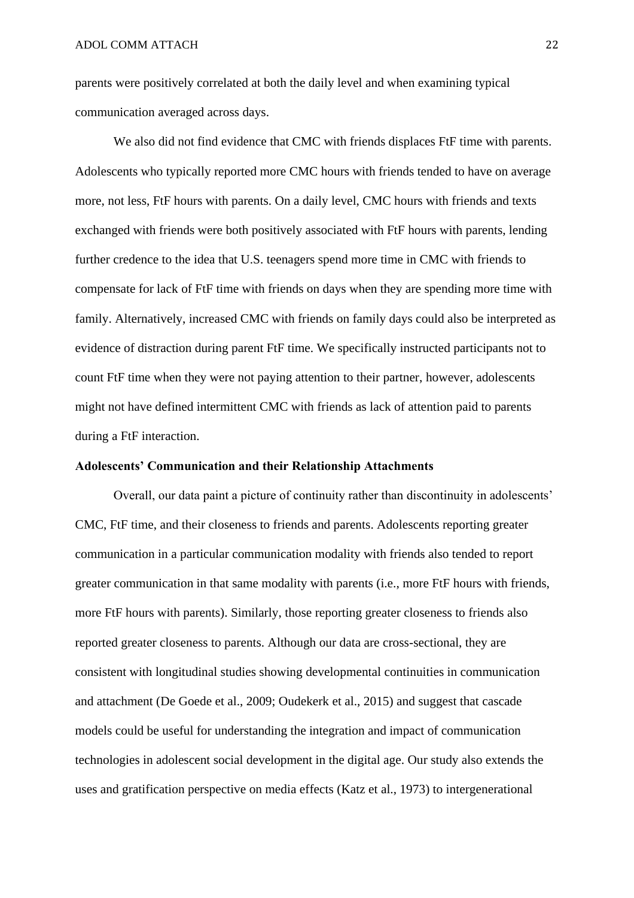parents were positively correlated at both the daily level and when examining typical communication averaged across days.

We also did not find evidence that CMC with friends displaces FtF time with parents. Adolescents who typically reported more CMC hours with friends tended to have on average more, not less, FtF hours with parents. On a daily level, CMC hours with friends and texts exchanged with friends were both positively associated with FtF hours with parents, lending further credence to the idea that U.S. teenagers spend more time in CMC with friends to compensate for lack of FtF time with friends on days when they are spending more time with family. Alternatively, increased CMC with friends on family days could also be interpreted as evidence of distraction during parent FtF time. We specifically instructed participants not to count FtF time when they were not paying attention to their partner, however, adolescents might not have defined intermittent CMC with friends as lack of attention paid to parents during a FtF interaction.

**Adolescents' Communication and their Relationship Attachments**

Overall, our data paint a picture of continuity rather than discontinuity in adolescents' CMC, FtF time, and their closeness to friends and parents. Adolescents reporting greater communication in a particular communication modality with friends also tended to report greater communication in that same modality with parents (i.e., more FtF hours with friends, more FtF hours with parents). Similarly, those reporting greater closeness to friends also reported greater closeness to parents. Although our data are cross-sectional, they are consistent with longitudinal studies showing developmental continuities in communication and attachment (De Goede et al., 2009; Oudekerk et al., 2015) and suggest that cascade models could be useful for understanding the integration and impact of communication technologies in adolescent social development in the digital age. Our study also extends the uses and gratification perspective on media effects (Katz et al., 1973) to intergenerational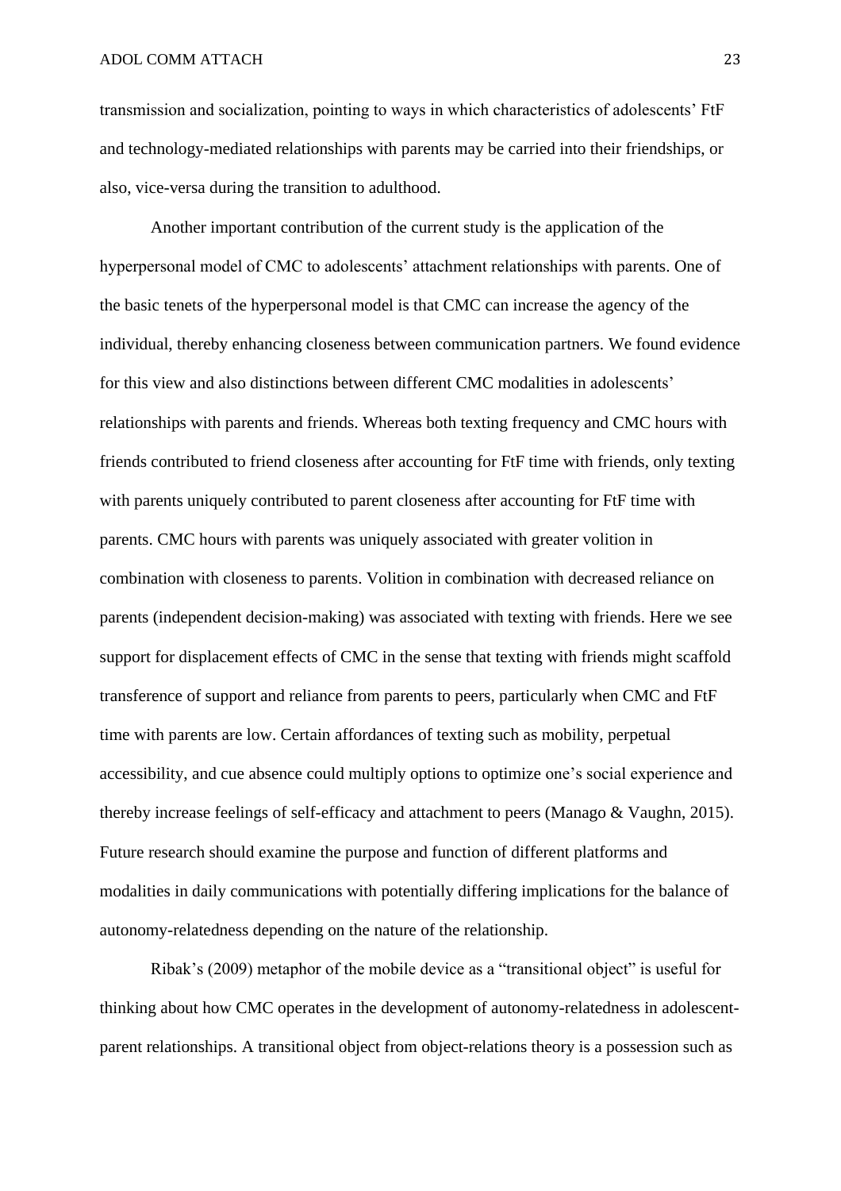transmission and socialization, pointing to ways in which characteristics of adolescents' FtF and technology-mediated relationships with parents may be carried into their friendships, or also, vice-versa during the transition to adulthood.

Another important contribution of the current study is the application of the hyperpersonal model of CMC to adolescents' attachment relationships with parents. One of the basic tenets of the hyperpersonal model is that CMC can increase the agency of the individual, thereby enhancing closeness between communication partners. We found evidence for this view and also distinctions between different CMC modalities in adolescents' relationships with parents and friends. Whereas both texting frequency and CMC hours with friends contributed to friend closeness after accounting for FtF time with friends, only texting with parents uniquely contributed to parent closeness after accounting for FtF time with parents. CMC hours with parents was uniquely associated with greater volition in combination with closeness to parents. Volition in combination with decreased reliance on parents (independent decision-making) was associated with texting with friends. Here we see support for displacement effects of CMC in the sense that texting with friends might scaffold transference of support and reliance from parents to peers, particularly when CMC and FtF time with parents are low. Certain affordances of texting such as mobility, perpetual accessibility, and cue absence could multiply options to optimize one's social experience and thereby increase feelings of self-efficacy and attachment to peers (Manago & Vaughn, 2015). Future research should examine the purpose and function of different platforms and modalities in daily communications with potentially differing implications for the balance of autonomy-relatedness depending on the nature of the relationship.

Ribak's (2009) metaphor of the mobile device as a "transitional object" is useful for thinking about how CMC operates in the development of autonomy-relatedness in adolescent-parent relationships. A transitional object from object-relations theory is a possession such as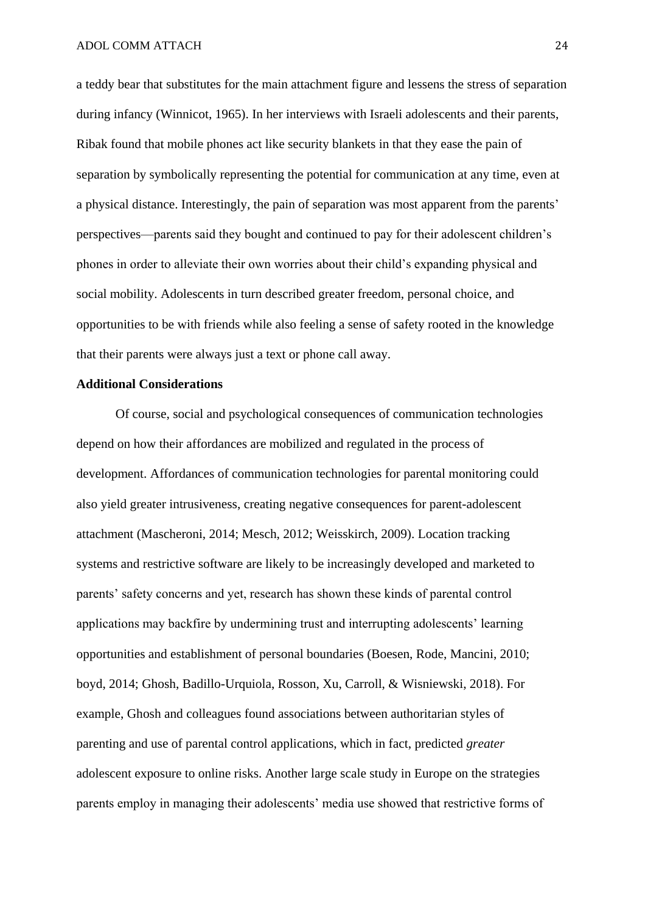a teddy bear that substitutes for the main attachment figure and lessens the stress of separation during infancy (Winnicot, 1965). In her interviews with Israeli adolescents and their parents, Ribak found that mobile phones act like security blankets in that they ease the pain of separation by symbolically representing the potential for communication at any time, even at a physical distance. Interestingly, the pain of separation was most apparent from the parents' perspectives—parents said they bought and continued to pay for their adolescent children's phones in order to alleviate their own worries about their child's expanding physical and social mobility. Adolescents in turn described greater freedom, personal choice, and opportunities to be with friends while also feeling a sense of safety rooted in the knowledge that their parents were always just a text or phone call away.

**Additional Considerations**

Of course, social and psychological consequences of communication technologies depend on how their affordances are mobilized and regulated in the process of development. Affordances of communication technologies for parental monitoring could also yield greater intrusiveness, creating negative consequences for parent-adolescent attachment (Mascheroni, 2014; Mesch, 2012; Weisskirch, 2009). Location tracking systems and restrictive software are likely to be increasingly developed and marketed to parents' safety concerns and yet, research has shown these kinds of parental control applications may backfire by undermining trust and interrupting adolescents' learning opportunities and establishment of personal boundaries (Boesen, Rode, Mancini, 2010; boyd, 2014; Ghosh, Badillo-Urquiola, Rosson, Xu, Carroll, & Wisniewski, 2018). For example, Ghosh and colleagues found associations between authoritarian styles of parenting and use of parental control applications, which in fact, predicted *greater* adolescent exposure to online risks. Another large scale study in Europe on the strategies parents employ in managing their adolescents' media use showed that restrictive forms of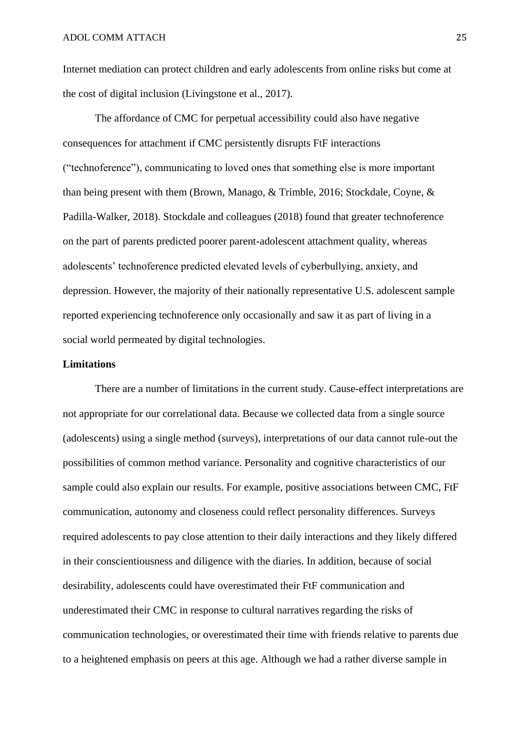Internet mediation can protect children and early adolescents from online risks but come at the cost of digital inclusion (Livingstone et al., 2017).

The affordance of CMC for perpetual accessibility could also have negative consequences for attachment if CMC persistently disrupts FtF interactions ("technoference"), communicating to loved ones that something else is more important than being present with them (Brown, Manago, & Trimble, 2016; Stockdale, Coyne, & Padilla-Walker, 2018). Stockdale and colleagues (2018) found that greater technoference on the part of parents predicted poorer parent-adolescent attachment quality, whereas adolescents' technoference predicted elevated levels of cyberbullying, anxiety, and depression. However, the majority of their nationally representative U.S. adolescent sample reported experiencing technoference only occasionally and saw it as part of living in a social world permeated by digital technologies.

**Limitations**

There are a number of limitations in the current study. Cause-effect interpretations are not appropriate for our correlational data. Because we collected data from a single source (adolescents) using a single method (surveys), interpretations of our data cannot rule-out the possibilities of common method variance. Personality and cognitive characteristics of our sample could also explain our results. For example, positive associations between CMC, FtF communication, autonomy and closeness could reflect personality differences. Surveys required adolescents to pay close attention to their daily interactions and they likely differed in their conscientiousness and diligence with the diaries. In addition, because of social desirability, adolescents could have overestimated their FtF communication and underestimated their CMC in response to cultural narratives regarding the risks of communication technologies, or overestimated their time with friends relative to parents due to a heightened emphasis on peers at this age. Although we had a rather diverse sample in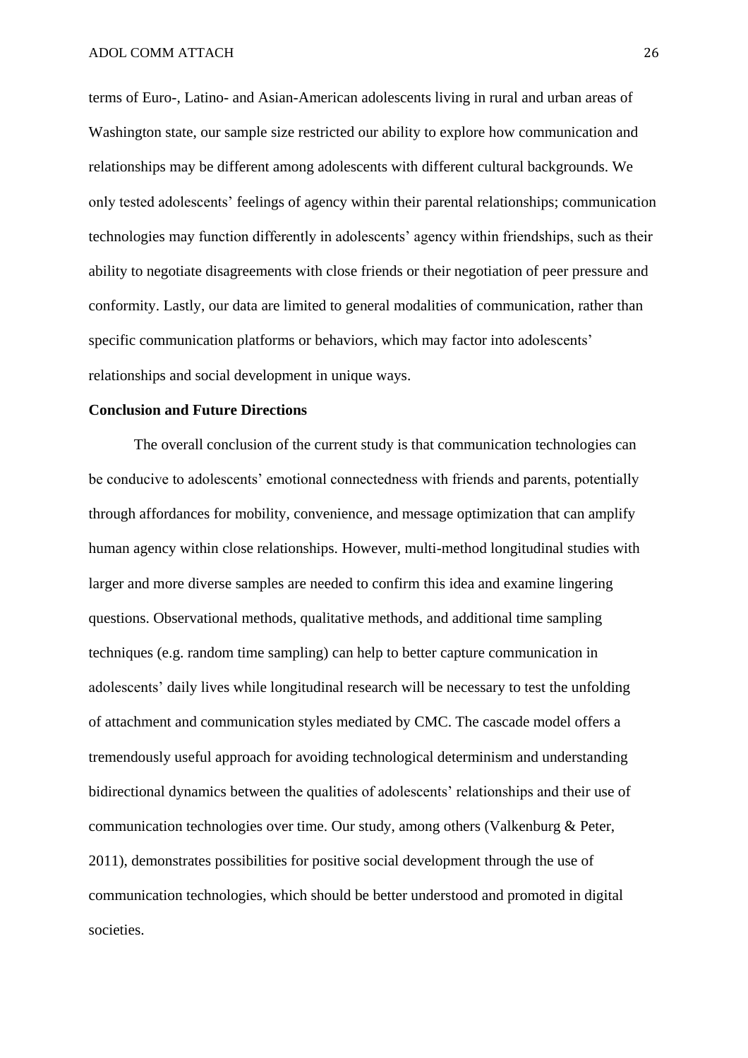terms of Euro-, Latino- and Asian-American adolescents living in rural and urban areas of Washington state, our sample size restricted our ability to explore how communication and relationships may be different among adolescents with different cultural backgrounds. We only tested adolescents' feelings of agency within their parental relationships; communication technologies may function differently in adolescents' agency within friendships, such as their ability to negotiate disagreements with close friends or their negotiation of peer pressure and conformity. Lastly, our data are limited to general modalities of communication, rather than specific communication platforms or behaviors, which may factor into adolescents' relationships and social development in unique ways.

**Conclusion and Future Directions**

The overall conclusion of the current study is that communication technologies can be conducive to adolescents' emotional connectedness with friends and parents, potentially through affordances for mobility, convenience, and message optimization that can amplify human agency within close relationships. However, multi-method longitudinal studies with larger and more diverse samples are needed to confirm this idea and examine lingering questions. Observational methods, qualitative methods, and additional time sampling techniques (e.g. random time sampling) can help to better capture communication in adolescents' daily lives while longitudinal research will be necessary to test the unfolding of attachment and communication styles mediated by CMC. The cascade model offers a tremendously useful approach for avoiding technological determinism and understanding bidirectional dynamics between the qualities of adolescents' relationships and their use of communication technologies over time. Our study, among others (Valkenburg & Peter, 2011), demonstrates possibilities for positive social development through the use of communication technologies, which should be better understood and promoted in digital societies.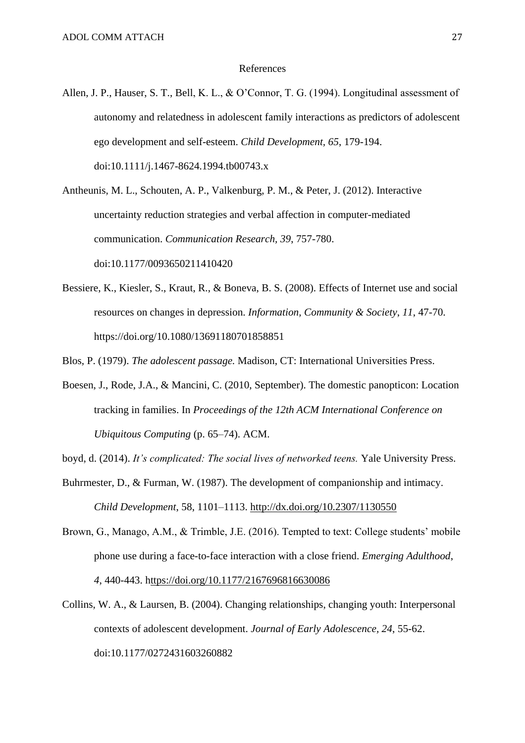# References

Allen, J. P., Hauser, S. T., Bell, K. L., & O'Connor, T. G. (1994). Longitudinal assessment of autonomy and relatedness in adolescent family interactions as predictors of adolescent ego development and self-esteem. *Child Development, 65*, 179-194. doi:10.1111/j.1467-8624.1994.tb00743.x

Antheunis, M. L., Schouten, A. P., Valkenburg, P. M., & Peter, J. (2012). Interactive uncertainty reduction strategies and verbal affection in computer-mediated communication. *Communication Research, 39*, 757-780. doi:10.1177/0093650211410420

Bessiere, K., Kiesler, S., Kraut, R., & Boneva, B. S. (2008). Effects of Internet use and social resources on changes in depression. *Information, Community & Society*, *11*, 47-70. https://doi.org/10.1080/13691180701858851

Blos, P. (1979). *The adolescent passage.* Madison, CT: International Universities Press.

Boesen, J., Rode, J.A., & Mancini, C. (2010, September). The domestic panopticon: Location tracking in families. In *Proceedings of the 12th ACM International Conference on Ubiquitous Computing* (p. 65–74). ACM.

boyd, d. (2014). *It's complicated: The social lives of networked teens.* Yale University Press.

Buhrmester, D., & Furman, W. (1987). The development of companionship and intimacy. *Child Development*, 58, 1101–1113. http://dx.doi.org/10.2307/1130550

Brown, G., Manago, A.M., & Trimble, J.E. (2016). Tempted to text: College students' mobile phone use during a face-to-face interaction with a close friend. *Emerging Adulthood*, *4*, 440-443. https://doi.org/10.1177/2167696816630086

Collins, W. A., & Laursen, B. (2004). Changing relationships, changing youth: Interpersonal contexts of adolescent development. *Journal of Early Adolescence, 24*, 55-62. doi:10.1177/0272431603260882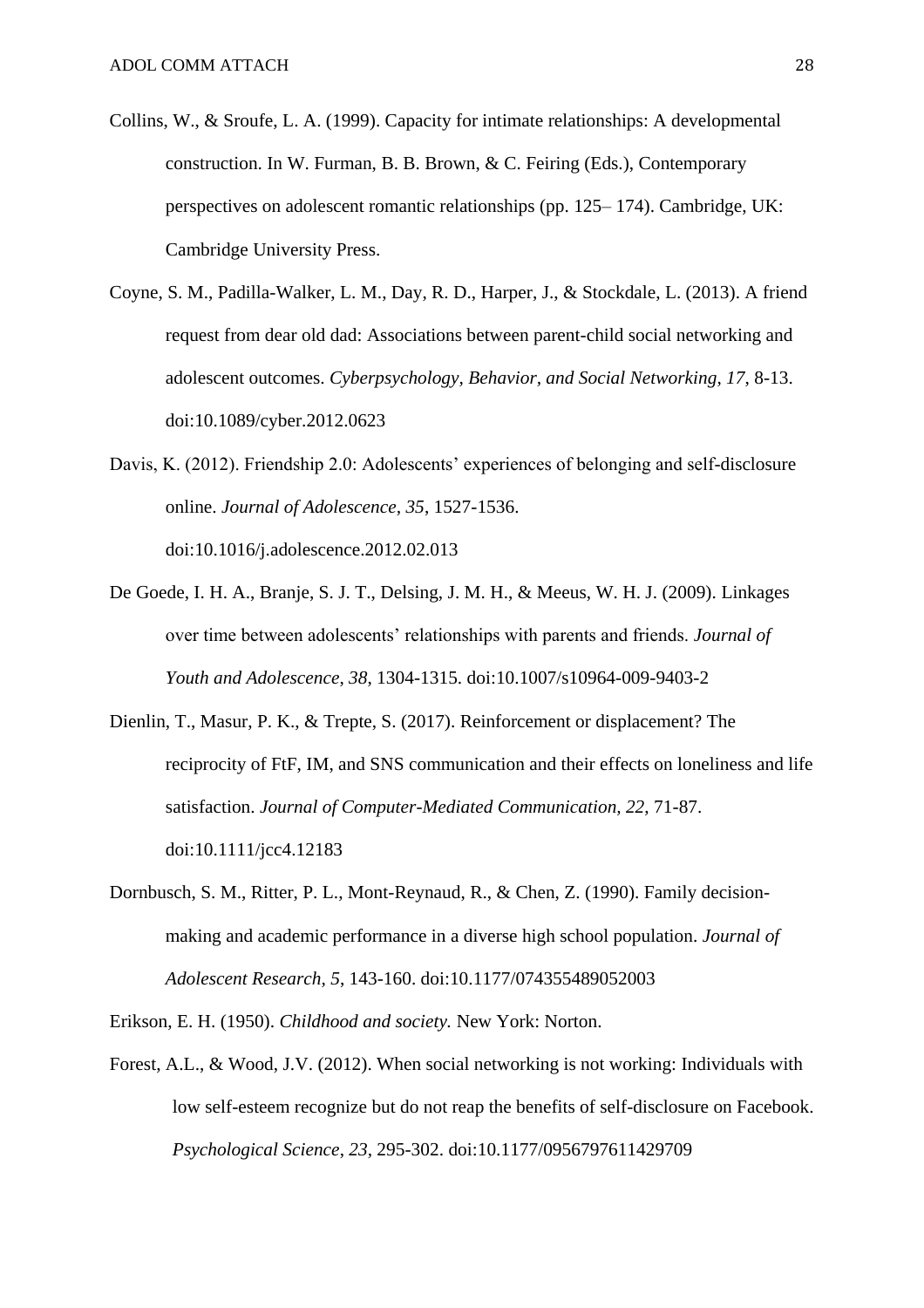Collins, W., & Sroufe, L. A. (1999). Capacity for intimate relationships: A developmental construction. In W. Furman, B. B. Brown, & C. Feiring (Eds.), Contemporary perspectives on adolescent romantic relationships (pp. 125– 174). Cambridge, UK: Cambridge University Press.

Coyne, S. M., Padilla-Walker, L. M., Day, R. D., Harper, J., & Stockdale, L. (2013). A friend request from dear old dad: Associations between parent-child social networking and adolescent outcomes. *Cyberpsychology, Behavior, and Social Networking, 17*, 8-13. doi:10.1089/cyber.2012.0623

Davis, K. (2012). Friendship 2.0: Adolescents' experiences of belonging and self-disclosure online. *Journal of Adolescence, 35*, 1527-1536. doi:10.1016/j.adolescence.2012.02.013

De Goede, I. H. A., Branje, S. J. T., Delsing, J. M. H., & Meeus, W. H. J. (2009). Linkages over time between adolescents' relationships with parents and friends. *Journal of Youth and Adolescence, 38*, 1304-1315. doi:10.1007/s10964-009-9403-2

Dienlin, T., Masur, P. K., & Trepte, S. (2017). Reinforcement or displacement? The reciprocity of FtF, IM, and SNS communication and their effects on loneliness and life satisfaction. *Journal of Computer-Mediated Communication, 22*, 71-87. doi:10.1111/jcc4.12183

Dornbusch, S. M., Ritter, P. L., Mont-Reynaud, R., & Chen, Z. (1990). Family decision-making and academic performance in a diverse high school population. *Journal of Adolescent Research, 5*, 143-160. doi:10.1177/074355489052003

Erikson, E. H. (1950). *Childhood and society.* New York: Norton.

Forest, A.L., & Wood, J.V. (2012). When social networking is not working: Individuals with low self-esteem recognize but do not reap the benefits of self-disclosure on Facebook. *Psychological Science, 23*, 295-302. doi:10.1177/0956797611429709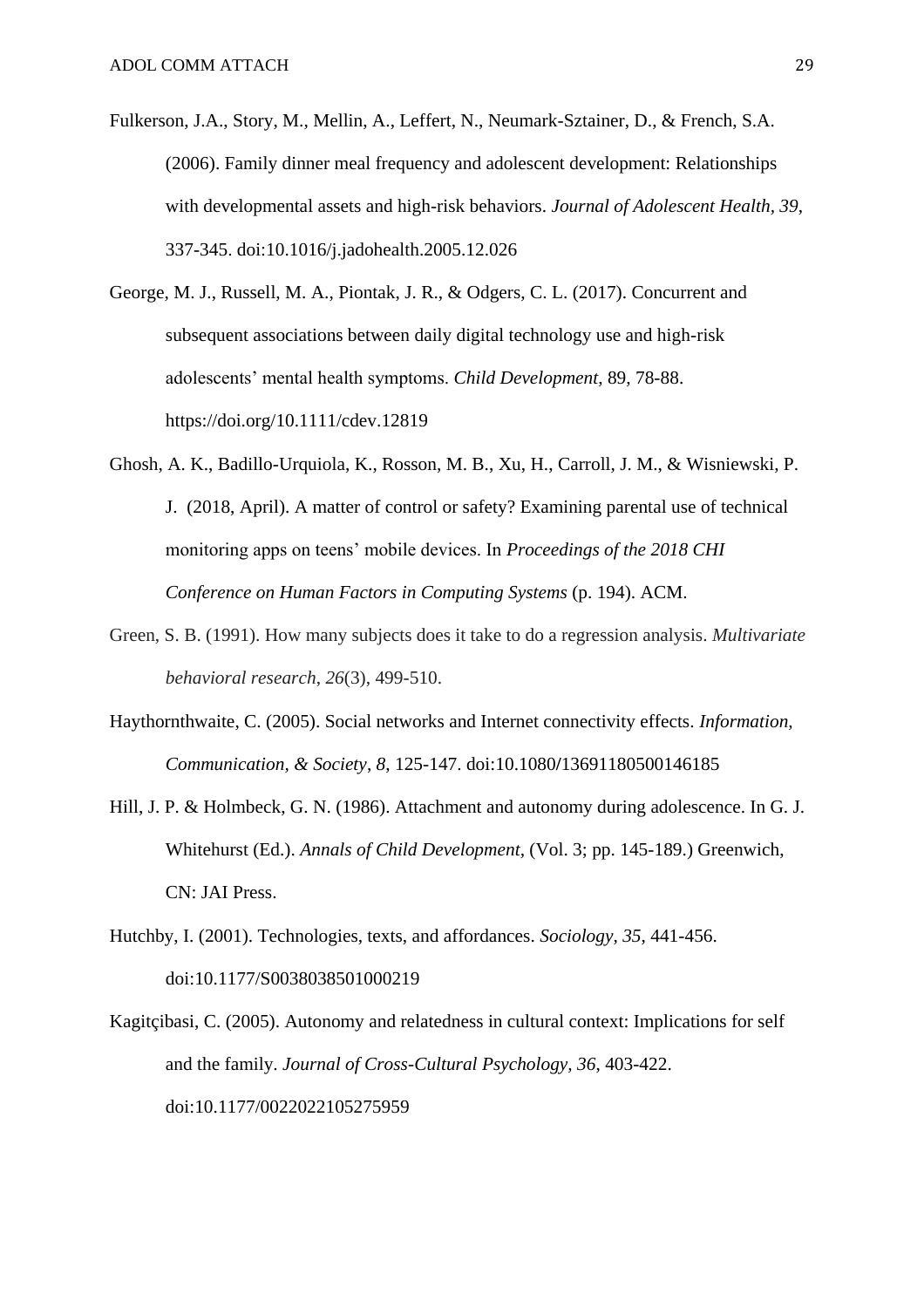Fulkerson, J.A., Story, M., Mellin, A., Leffert, N., Neumark-Sztainer, D., & French, S.A. (2006). Family dinner meal frequency and adolescent development: Relationships with developmental assets and high-risk behaviors. *Journal of Adolescent Health, 39*, 337-345. doi:10.1016/j.jadohealth.2005.12.026

George, M. J., Russell, M. A., Piontak, J. R., & Odgers, C. L. (2017). Concurrent and subsequent associations between daily digital technology use and high-risk adolescents' mental health symptoms. *Child Development*, 89, 78-88. https://doi.org/10.1111/cdev.12819

Ghosh, A. K., Badillo-Urquiola, K., Rosson, M. B., Xu, H., Carroll, J. M., & Wisniewski, P. J. (2018, April). A matter of control or safety? Examining parental use of technical monitoring apps on teens' mobile devices. In *Proceedings of the 2018 CHI Conference on Human Factors in Computing Systems* (p. 194). ACM.

Green, S. B. (1991). How many subjects does it take to do a regression analysis. *Multivariate behavioral research*, *26*(3), 499-510.

Haythornthwaite, C. (2005). Social networks and Internet connectivity effects. *Information, Communication, & Society*, *8*, 125-147. doi:10.1080/13691180500146185

Hill, J. P. & Holmbeck, G. N. (1986). Attachment and autonomy during adolescence. In G. J. Whitehurst (Ed.). *Annals of Child Development*, (Vol. 3; pp. 145-189.) Greenwich, CN: JAI Press.

Hutchby, I. (2001). Technologies, texts, and affordances. *Sociology*, *35*, 441-456. doi:10.1177/S0038038501000219

Kagitçibasi, C. (2005). Autonomy and relatedness in cultural context: Implications for self and the family. *Journal of Cross-Cultural Psychology*, *36*, 403-422. doi:10.1177/0022022105275959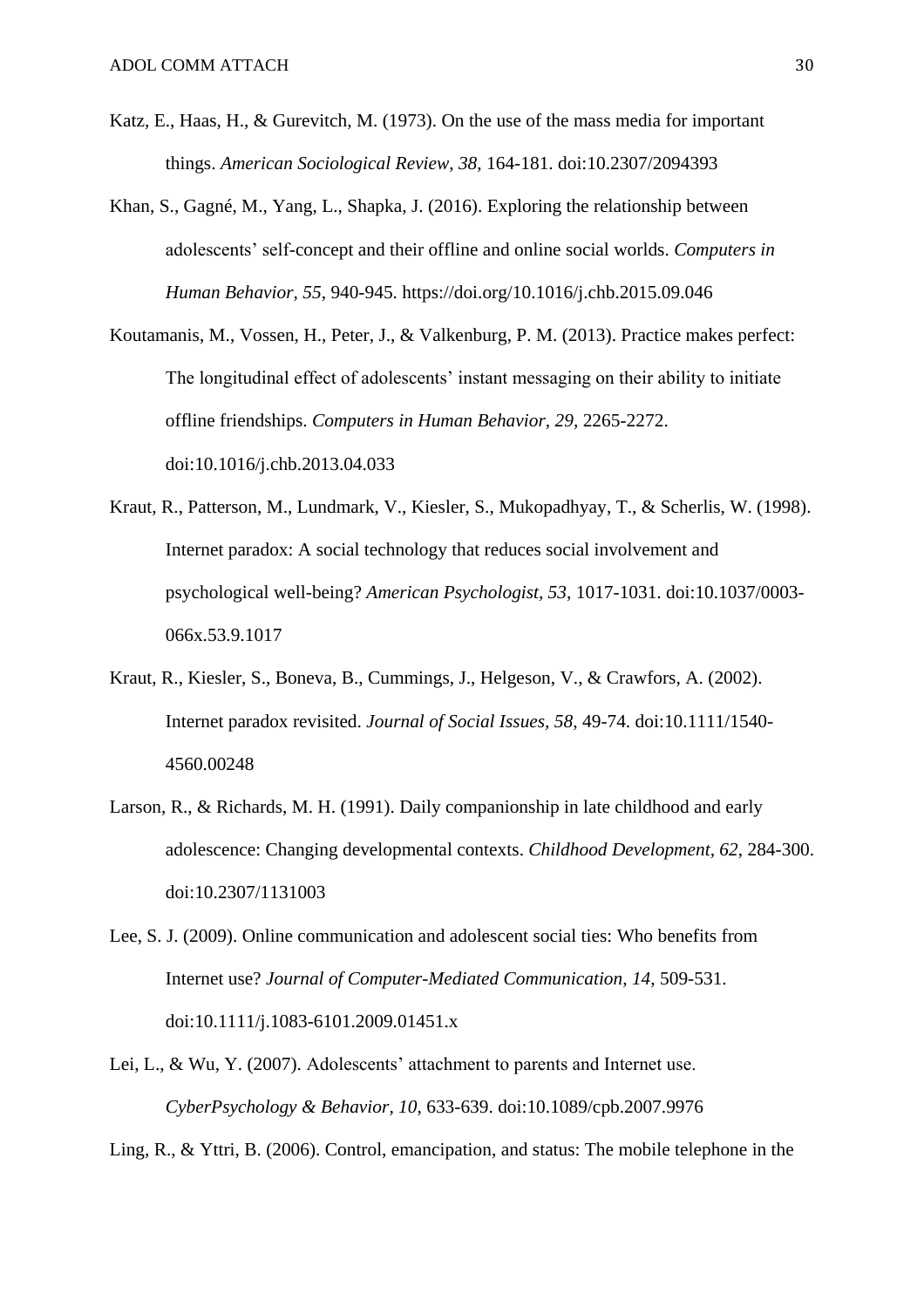Katz, E., Haas, H., & Gurevitch, M. (1973). On the use of the mass media for important things. *American Sociological Review, 38*, 164-181. doi:10.2307/2094393

Khan, S., Gagné, M., Yang, L., Shapka, J. (2016). Exploring the relationship between adolescents' self-concept and their offline and online social worlds. *Computers in Human Behavior, 55*, 940-945. https://doi.org/10.1016/j.chb.2015.09.046

Koutamanis, M., Vossen, H., Peter, J., & Valkenburg, P. M. (2013). Practice makes perfect: The longitudinal effect of adolescents' instant messaging on their ability to initiate offline friendships. *Computers in Human Behavior, 29*, 2265-2272. doi:10.1016/j.chb.2013.04.033

Kraut, R., Patterson, M., Lundmark, V., Kiesler, S., Mukopadhyay, T., & Scherlis, W. (1998). Internet paradox: A social technology that reduces social involvement and psychological well-being? *American Psychologist, 53*, 1017-1031. doi:10.1037/0003-066x.53.9.1017

Kraut, R., Kiesler, S., Boneva, B., Cummings, J., Helgeson, V., & Crawfors, A. (2002). Internet paradox revisited. *Journal of Social Issues, 58*, 49-74. doi:10.1111/1540-4560.00248

Larson, R., & Richards, M. H. (1991). Daily companionship in late childhood and early adolescence: Changing developmental contexts. *Childhood Development, 62*, 284-300. doi:10.2307/1131003

Lee, S. J. (2009). Online communication and adolescent social ties: Who benefits from Internet use? *Journal of Computer-Mediated Communication, 14*, 509-531. doi:10.1111/j.1083-6101.2009.01451.x

Lei, L., & Wu, Y. (2007). Adolescents' attachment to parents and Internet use. *CyberPsychology & Behavior, 10*, 633-639. doi:10.1089/cpb.2007.9976

Ling, R., & Yttri, B. (2006). Control, emancipation, and status: The mobile telephone in the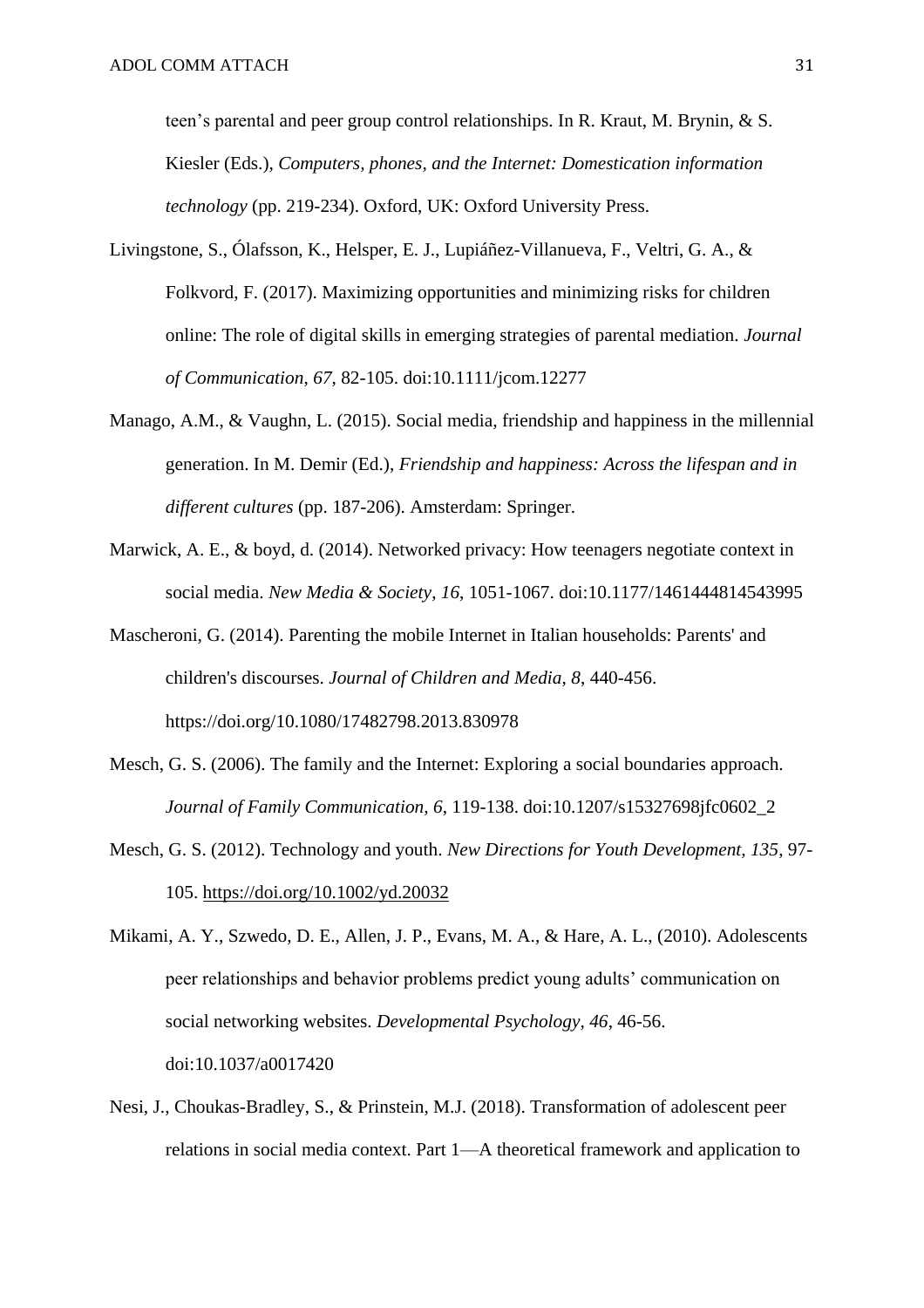teen's parental and peer group control relationships. In R. Kraut, M. Brynin, & S. Kiesler (Eds.), *Computers, phones, and the Internet: Domestication information technology* (pp. 219-234). Oxford, UK: Oxford University Press.

Livingstone, S., Ólafsson, K., Helsper, E. J., Lupiáñez-Villanueva, F., Veltri, G. A., & Folkvord, F. (2017). Maximizing opportunities and minimizing risks for children online: The role of digital skills in emerging strategies of parental mediation. *Journal of Communication*, *67*, 82-105. doi:10.1111/jcom.12277

Manago, A.M., & Vaughn, L. (2015). Social media, friendship and happiness in the millennial generation. In M. Demir (Ed.), *Friendship and happiness: Across the lifespan and in different cultures* (pp. 187-206). Amsterdam: Springer.

Marwick, A. E., & boyd, d. (2014). Networked privacy: How teenagers negotiate context in social media. *New Media & Society*, *16*, 1051-1067. doi:10.1177/1461444814543995

Mascheroni, G. (2014). Parenting the mobile Internet in Italian households: Parents' and children's discourses. *Journal of Children and Media*, *8*, 440-456. https://doi.org/10.1080/17482798.2013.830978

Mesch, G. S. (2006). The family and the Internet: Exploring a social boundaries approach. *Journal of Family Communication*, *6*, 119-138. doi:10.1207/s15327698jfc0602_2

Mesch, G. S. (2012). Technology and youth. *New Directions for Youth Development*, *135*, 97-105. https://doi.org/10.1002/yd.20032

Mikami, A. Y., Szwedo, D. E., Allen, J. P., Evans, M. A., & Hare, A. L., (2010). Adolescents peer relationships and behavior problems predict young adults' communication on social networking websites. *Developmental Psychology*, *46*, 46-56. doi:10.1037/a0017420

Nesi, J., Choukas-Bradley, S., & Prinstein, M.J. (2018). Transformation of adolescent peer relations in social media context. Part 1—A theoretical framework and application to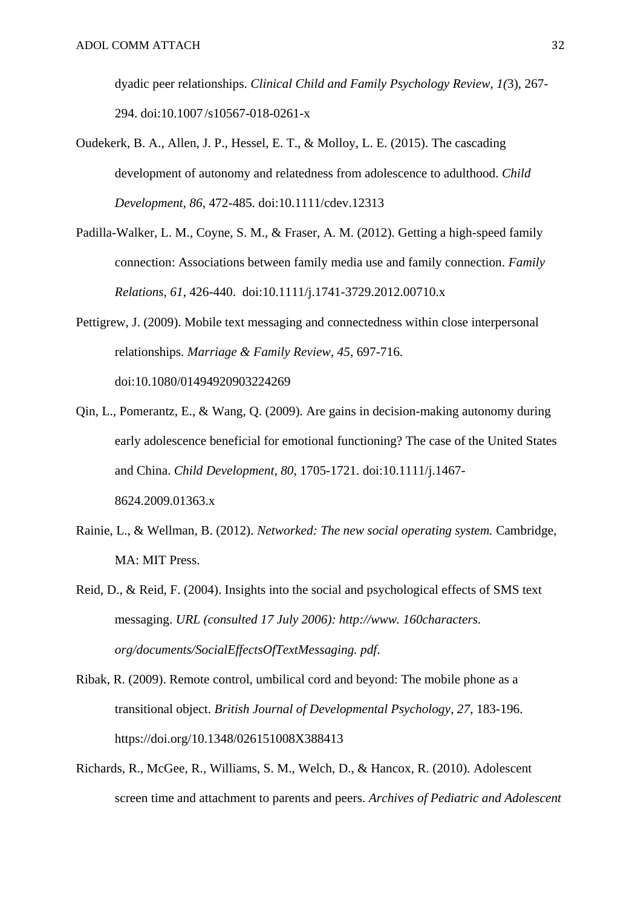dyadic peer relationships. *Clinical Child and Family Psychology Review*, *1(*3), 267-294. doi:10.1007/s10567-018-0261-x

Oudekerk, B. A., Allen, J. P., Hessel, E. T., & Molloy, L. E. (2015). The cascading development of autonomy and relatedness from adolescence to adulthood. *Child Development, 86*, 472-485. doi:10.1111/cdev.12313

Padilla-Walker, L. M., Coyne, S. M., & Fraser, A. M. (2012). Getting a high-speed family connection: Associations between family media use and family connection. *Family Relations, 61*, 426-440. doi:10.1111/j.1741-3729.2012.00710.x

Pettigrew, J. (2009). Mobile text messaging and connectedness within close interpersonal relationships. *Marriage & Family Review*, *45*, 697-716. doi:10.1080/01494920903224269

Qin, L., Pomerantz, E., & Wang, Q. (2009). Are gains in decision-making autonomy during early adolescence beneficial for emotional functioning? The case of the United States and China. *Child Development, 80*, 1705-1721. doi:10.1111/j.1467-8624.2009.01363.x

Rainie, L., & Wellman, B. (2012). *Networked: The new social operating system.* Cambridge, MA: MIT Press.

Reid, D., & Reid, F. (2004). Insights into the social and psychological effects of SMS text messaging. *URL (consulted 17 July 2006): http://www. 160characters. org/documents/SocialEffectsOfTextMessaging. pdf*.

Ribak, R. (2009). Remote control, umbilical cord and beyond: The mobile phone as a transitional object. *British Journal of Developmental Psychology*, *27*, 183-196. https://doi.org/10.1348/026151008X388413

Richards, R., McGee, R., Williams, S. M., Welch, D., & Hancox, R. (2010). Adolescent screen time and attachment to parents and peers. *Archives of Pediatric and Adolescent*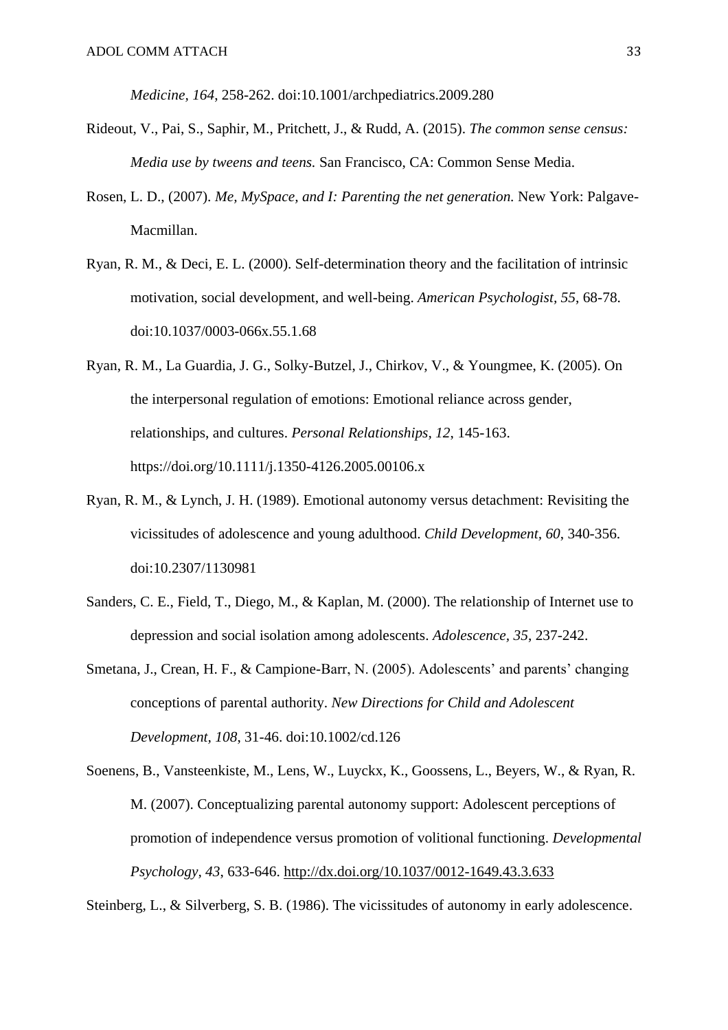*Medicine, 164*, 258-262. doi:10.1001/archpediatrics.2009.280

Rideout, V., Pai, S., Saphir, M., Pritchett, J., & Rudd, A. (2015). *The common sense census: Media use by tweens and teens.* San Francisco, CA: Common Sense Media.

Rosen, L. D., (2007). *Me, MySpace, and I: Parenting the net generation.* New York: Palgave-Macmillan.

Ryan, R. M., & Deci, E. L. (2000). Self-determination theory and the facilitation of intrinsic motivation, social development, and well-being. *American Psychologist, 55,* 68-78. doi:10.1037/0003-066x.55.1.68

Ryan, R. M., La Guardia, J. G., Solky-Butzel, J., Chirkov, V., & Youngmee, K. (2005). On the interpersonal regulation of emotions: Emotional reliance across gender, relationships, and cultures. *Personal Relationships, 12*, 145-163. https://doi.org/10.1111/j.1350-4126.2005.00106.x

Ryan, R. M., & Lynch, J. H. (1989). Emotional autonomy versus detachment: Revisiting the vicissitudes of adolescence and young adulthood. *Child Development, 60*, 340-356. doi:10.2307/1130981

Sanders, C. E., Field, T., Diego, M., & Kaplan, M. (2000). The relationship of Internet use to depression and social isolation among adolescents. *Adolescence, 35*, 237-242.

Smetana, J., Crean, H. F., & Campione-Barr, N. (2005). Adolescents' and parents' changing conceptions of parental authority. *New Directions for Child and Adolescent Development, 108*, 31-46. doi:10.1002/cd.126

Soenens, B., Vansteenkiste, M., Lens, W., Luyckx, K., Goossens, L., Beyers, W., & Ryan, R. M. (2007). Conceptualizing parental autonomy support: Adolescent perceptions of promotion of independence versus promotion of volitional functioning. *Developmental Psychology, 43*, 633-646. http://dx.doi.org/10.1037/0012-1649.43.3.633

Steinberg, L., & Silverberg, S. B. (1986). The vicissitudes of autonomy in early adolescence.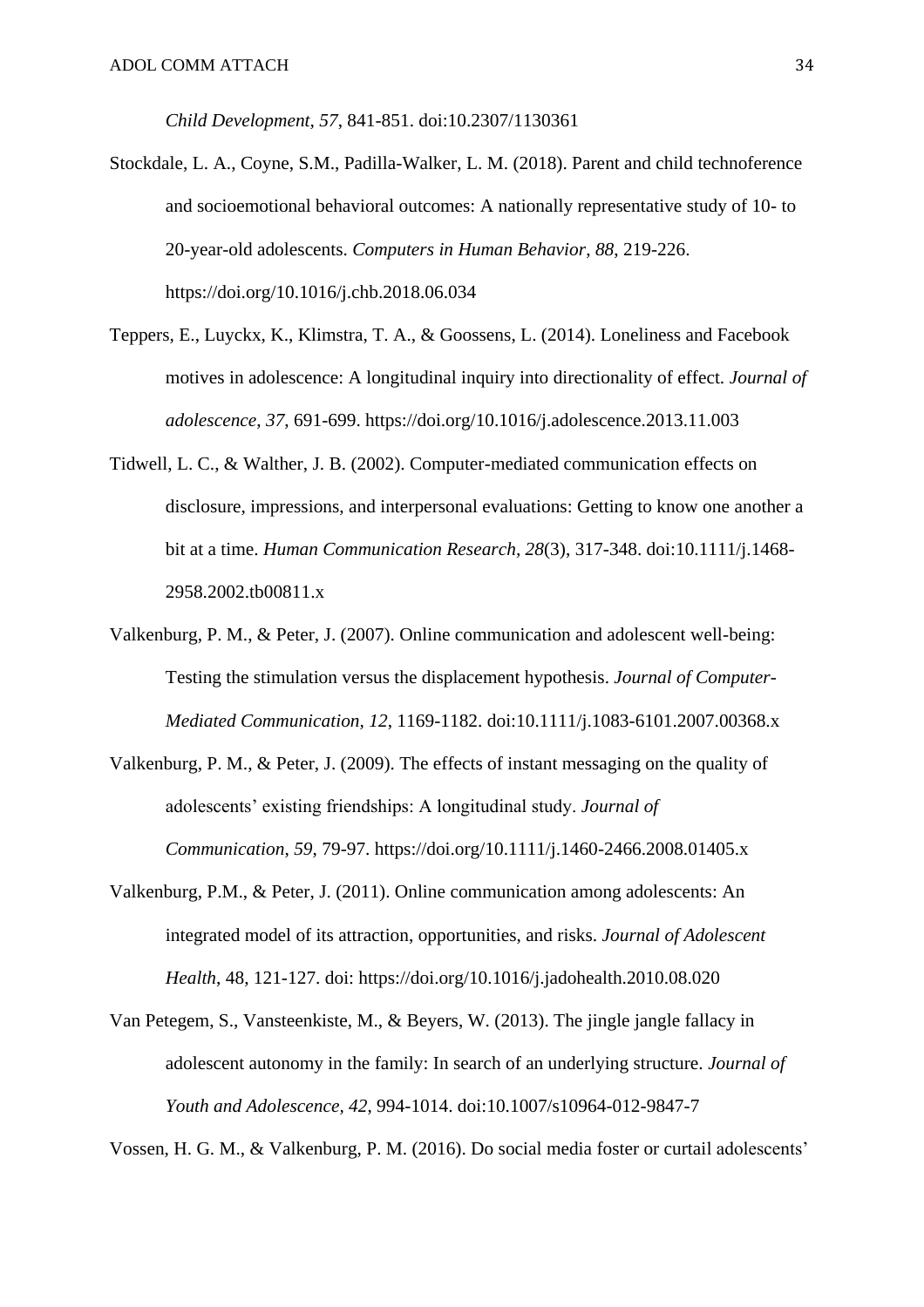*Child Development*, *57*, 841-851. doi:10.2307/1130361

Stockdale, L. A., Coyne, S.M., Padilla-Walker, L. M. (2018). Parent and child technoference and socioemotional behavioral outcomes: A nationally representative study of 10- to 20-year-old adolescents. *Computers in Human Behavior*, *88*, 219-226. https://doi.org/10.1016/j.chb.2018.06.034

Teppers, E., Luyckx, K., Klimstra, T. A., & Goossens, L. (2014). Loneliness and Facebook motives in adolescence: A longitudinal inquiry into directionality of effect. *Journal of adolescence*, *37*, 691-699. https://doi.org/10.1016/j.adolescence.2013.11.003

Tidwell, L. C., & Walther, J. B. (2002). Computer-mediated communication effects on disclosure, impressions, and interpersonal evaluations: Getting to know one another a bit at a time. *Human Communication Research, 28*(3), 317-348. doi:10.1111/j.1468-2958.2002.tb00811.x

Valkenburg, P. M., & Peter, J. (2007). Online communication and adolescent well-being: Testing the stimulation versus the displacement hypothesis. *Journal of Computer-Mediated Communication, 12*, 1169-1182. doi:10.1111/j.1083-6101.2007.00368.x

Valkenburg, P. M., & Peter, J. (2009). The effects of instant messaging on the quality of adolescents' existing friendships: A longitudinal study. *Journal of Communication, 59*, 79-97. https://doi.org/10.1111/j.1460-2466.2008.01405.x

Valkenburg, P.M., & Peter, J. (2011). Online communication among adolescents: An integrated model of its attraction, opportunities, and risks. *Journal of Adolescent Health*, 48, 121-127. doi: https://doi.org/10.1016/j.jadohealth.2010.08.020

Van Petegem, S., Vansteenkiste, M., & Beyers, W. (2013). The jingle jangle fallacy in adolescent autonomy in the family: In search of an underlying structure. *Journal of Youth and Adolescence, 42*, 994-1014. doi:10.1007/s10964-012-9847-7

Vossen, H. G. M., & Valkenburg, P. M. (2016). Do social media foster or curtail adolescents'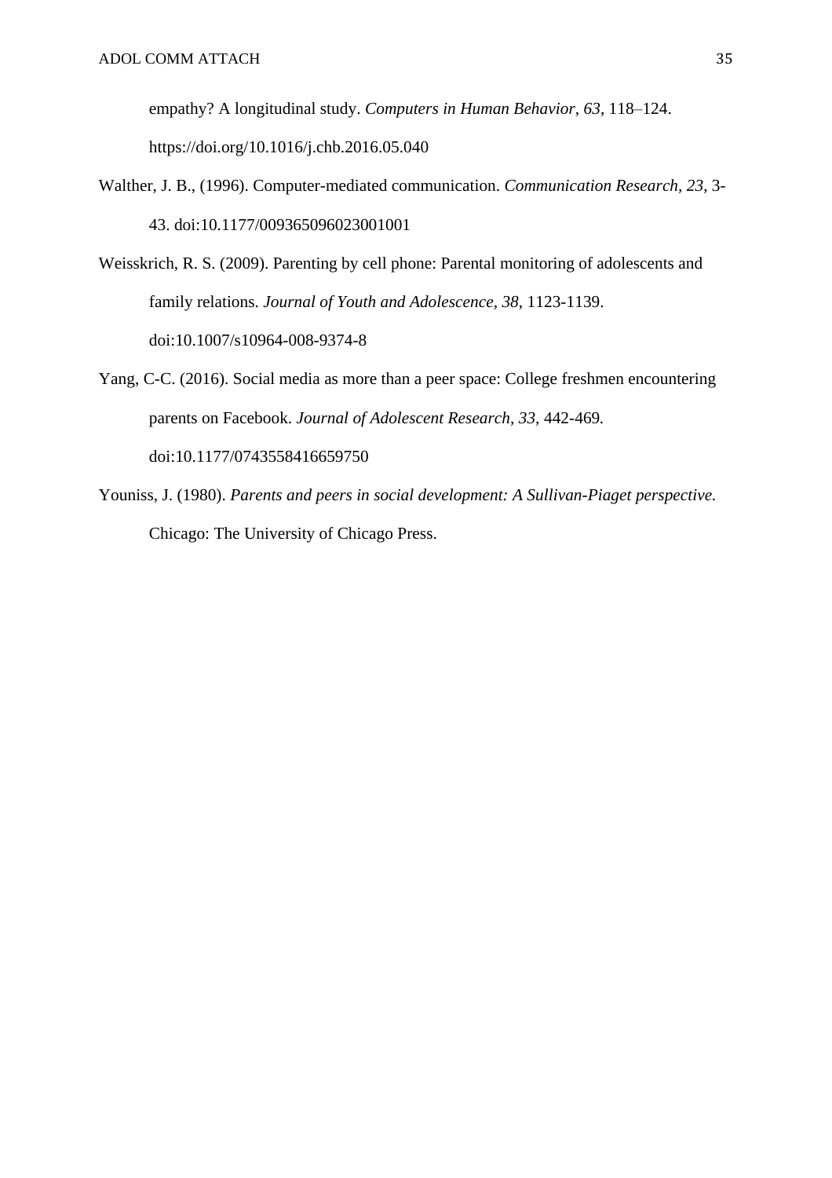empathy? A longitudinal study. *Computers in Human Behavior, 63*, 118–124. https://doi.org/10.1016/j.chb.2016.05.040

Walther, J. B., (1996). Computer-mediated communication. *Communication Research*, *23*, 3-43. doi:10.1177/009365096023001001

Weisskrich, R. S. (2009). Parenting by cell phone: Parental monitoring of adolescents and family relations. *Journal of Youth and Adolescence*, *38*, 1123-1139. doi:10.1007/s10964-008-9374-8

Yang, C-C. (2016). Social media as more than a peer space: College freshmen encountering parents on Facebook. *Journal of Adolescent Research*, *33*, 442-469. doi:10.1177/0743558416659750

Youniss, J. (1980). *Parents and peers in social development: A Sullivan-Piaget perspective.* Chicago: The University of Chicago Press.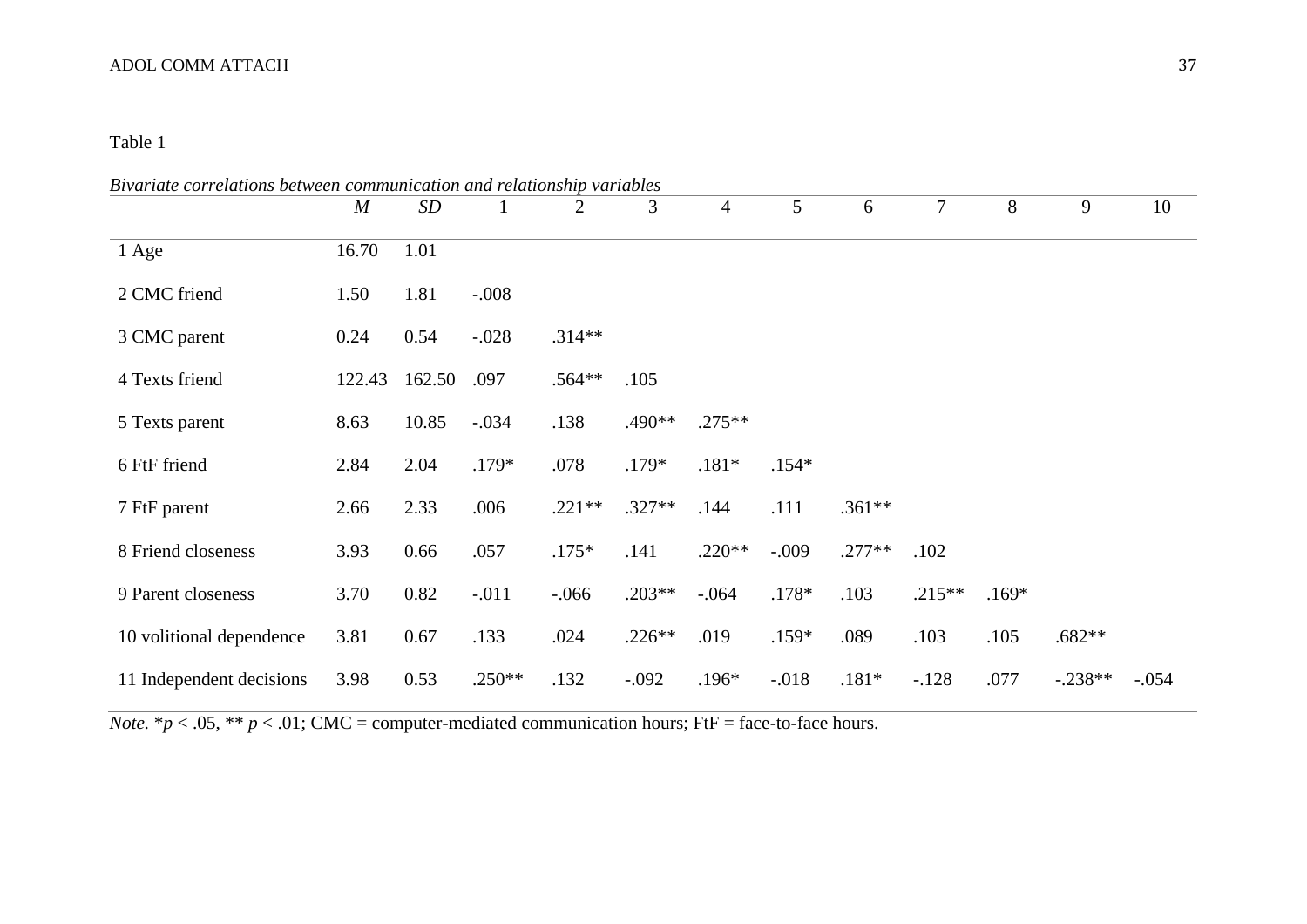Table 1

*Bivariate correlations between communication and relationship variables*

| | *M* | *SD* | 1 | 2 | 3 | 4 | 5 | 6 | 7 | 8 | 9 | 10 |
|---|---|---|---|---|---|---|---|---|---|---|---|---|
| 1 Age | 16.70 | 1.01 | | | | | | | | | | |
| 2 CMC friend | 1.50 | 1.81 | -.008 | | | | | | | | | |
| 3 CMC parent | 0.24 | 0.54 | -.028 | .314** | | | | | | | | |
| 4 Texts friend | 122.43 | 162.50 | .097 | .564** | .105 | | | | | | | |
| 5 Texts parent | 8.63 | 10.85 | -.034 | .138 | .490** | .275** | | | | | | |
| 6 FtF friend | 2.84 | 2.04 | .179* | .078 | .179* | .181* | .154* | | | | | |
| 7 FtF parent | 2.66 | 2.33 | .006 | .221** | .327** | .144 | .111 | .361** | | | | |
| 8 Friend closeness | 3.93 | 0.66 | .057 | .175* | .141 | .220** | -.009 | .277** | .102 | | | |
| 9 Parent closeness | 3.70 | 0.82 | -.011 | -.066 | .203** | -.064 | .178* | .103 | .215** | .169* | | |
| 10 volitional dependence | 3.81 | 0.67 | .133 | .024 | .226** | .019 | .159* | .089 | .103 | .105 | .682** | |
| 11 Independent decisions | 3.98 | 0.53 | .250** | .132 | -.092 | .196* | -.018 | .181* | -.128 | .077 | -.238** | -.054 |

*Note.* *$p < .05$, ** $p < .01$; CMC = computer-mediated communication hours; FtF = face-to-face hours.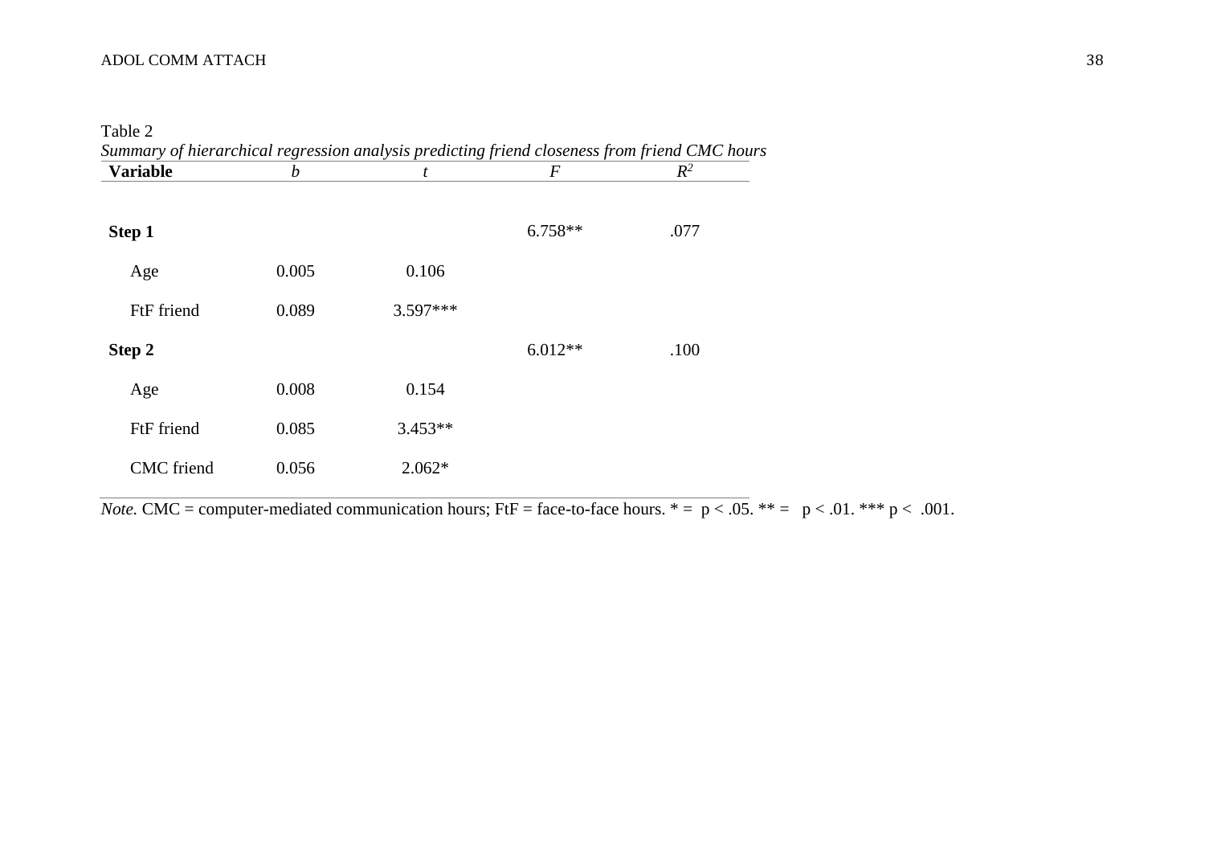Table 2

*Summary of hierarchical regression analysis predicting friend closeness from friend CMC hours*

| **Variable** | *b* | *t* | *F* | $R^2$ |
|---|---|---|---|---|
| **Step 1** | | | 6.758** | .077 |
| Age | 0.005 | 0.106 | | |
| FtF friend | 0.089 | 3.597*** | | |
| **Step 2** | | | 6.012** | .100 |
| Age | 0.008 | 0.154 | | |
| FtF friend | 0.085 | 3.453** | | |
| CMC friend | 0.056 | 2.062* | | |

*Note.* CMC = computer-mediated communication hours; FtF = face-to-face hours. * = $p < .05$. ** = $p < .01$. *** $p < .001$.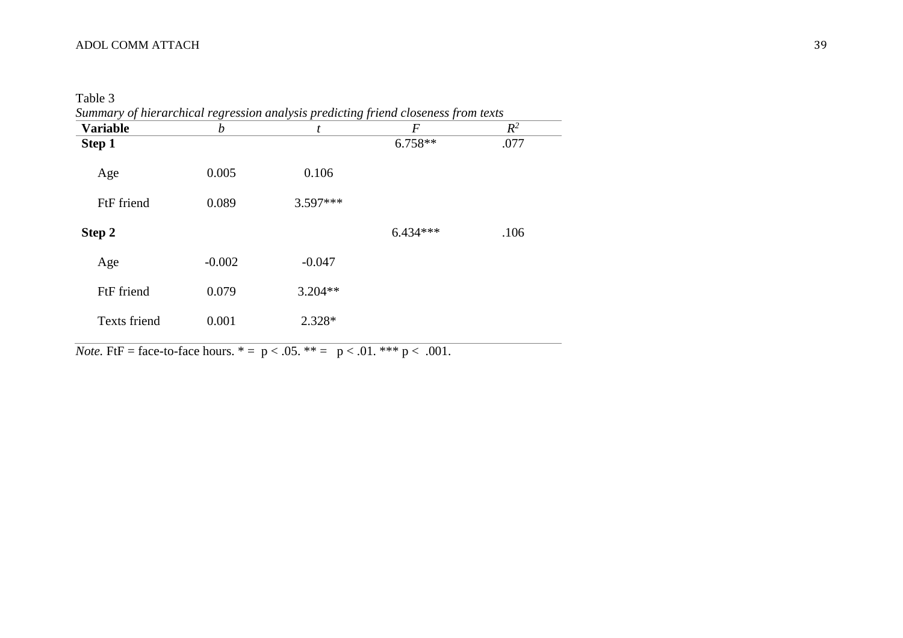Table 3

*Summary of hierarchical regression analysis predicting friend closeness from texts*

| **Variable** | *b* | *t* | *F* | $R^2$ |
|---|---|---|---|---|
| **Step 1** | | | 6.758** | .077 |
| Age | 0.005 | 0.106 | | |
| FtF friend | 0.089 | 3.597*** | | |
| **Step 2** | | | 6.434*** | .106 |
| Age | -0.002 | -0.047 | | |
| FtF friend | 0.079 | 3.204** | | |
| Texts friend | 0.001 | 2.328* | | |

*Note.* FtF = face-to-face hours. * = $p < .05$. ** = $p < .01$. *** $p < .001$.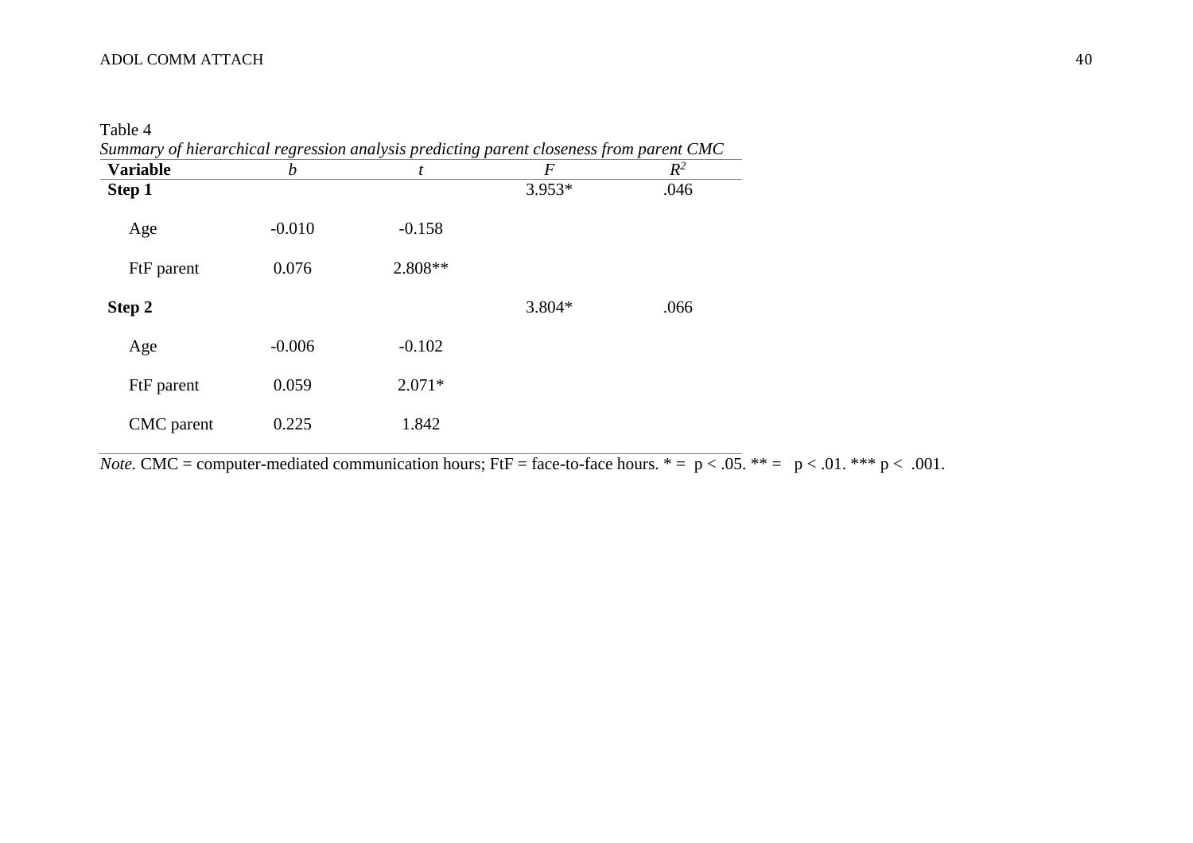Table 4

*Summary of hierarchical regression analysis predicting parent closeness from parent CMC*

| **Variable** | *b* | *t* | *F* | $R^2$ |
|---|---|---|---|---|
| **Step 1** | | | 3.953* | .046 |
| Age | -0.010 | -0.158 | | |
| FtF parent | 0.076 | 2.808** | | |
| **Step 2** | | | 3.804* | .066 |
| Age | -0.006 | -0.102 | | |
| FtF parent | 0.059 | 2.071* | | |
| CMC parent | 0.225 | 1.842 | | |

*Note.* CMC = computer-mediated communication hours; FtF = face-to-face hours. * = $p < .05$. ** = $p < .01$. *** $p < .001$.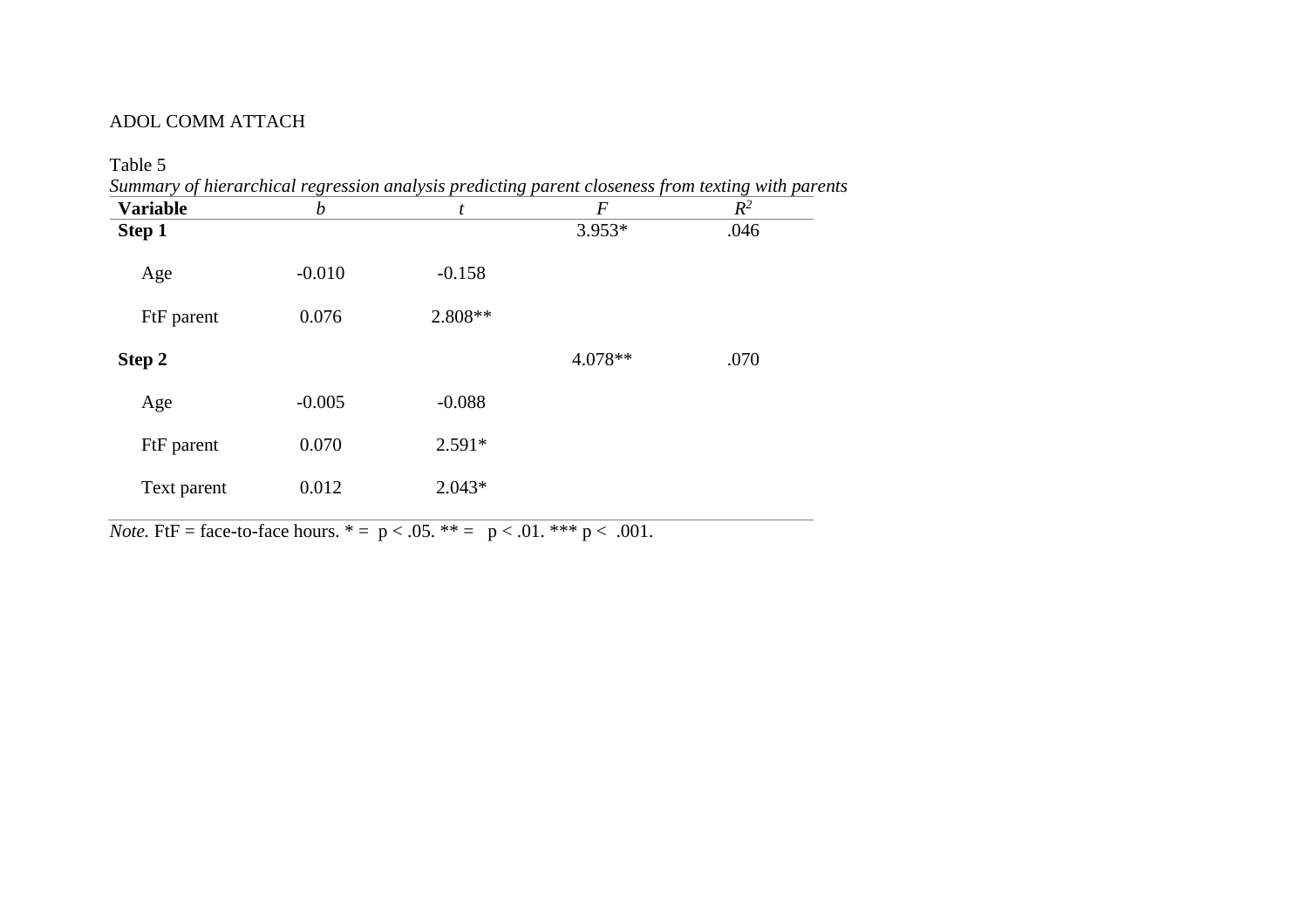Table 5

*Summary of hierarchical regression analysis predicting parent closeness from texting with parents*

| **Variable** | *b* | *t* | *F* | $R^2$ |
|---|---|---|---|---|
| **Step 1** | | | 3.953* | .046 |
| Age | -0.010 | -0.158 | | |
| FtF parent | 0.076 | 2.808** | | |
| **Step 2** | | | 4.078** | .070 |
| Age | -0.005 | -0.088 | | |
| FtF parent | 0.070 | 2.591* | | |
| Text parent | 0.012 | 2.043* | | |

*Note.* FtF = face-to-face hours. * = $p < .05$. ** = $p < .01$. *** $p < .001$.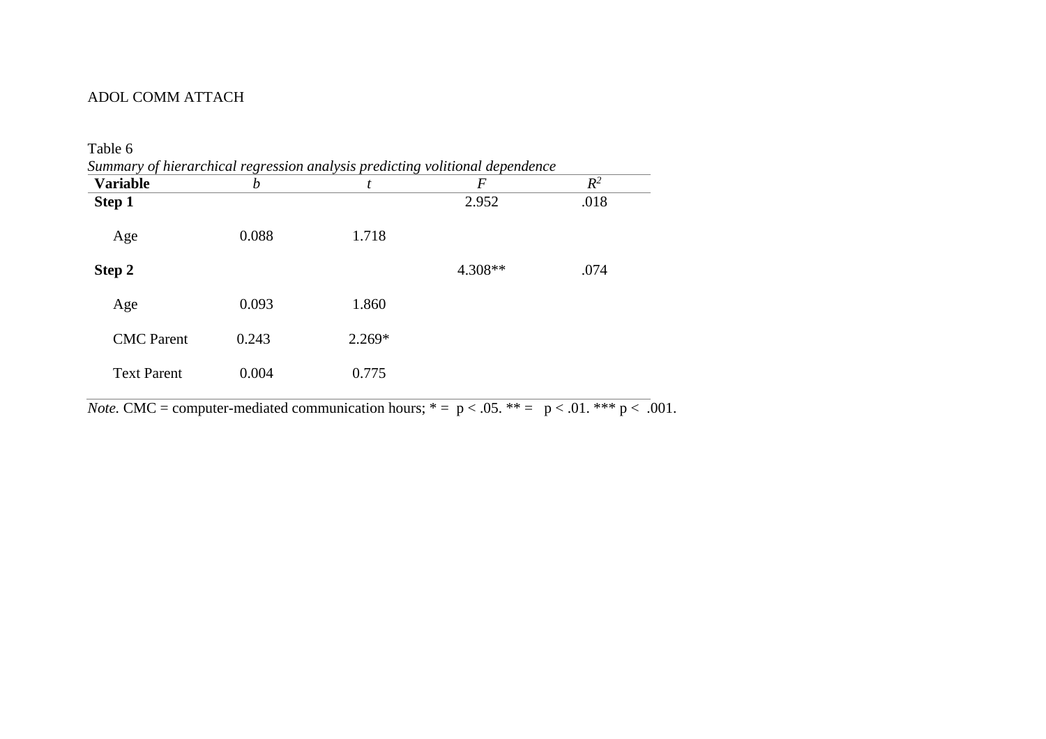Table 6

*Summary of hierarchical regression analysis predicting volitional dependence*

| **Variable** | *b* | *t* | *F* | $R^2$ |
|---|---|---|---|---|
| **Step 1** | | | 2.952 | .018 |
| Age | 0.088 | 1.718 | | |
| **Step 2** | | | 4.308** | .074 |
| Age | 0.093 | 1.860 | | |
| CMC Parent | 0.243 | 2.269* | | |
| Text Parent | 0.004 | 0.775 | | |

*Note.* CMC = computer-mediated communication hours; * = $p < .05$. ** = $p < .01$. *** $p < .001$.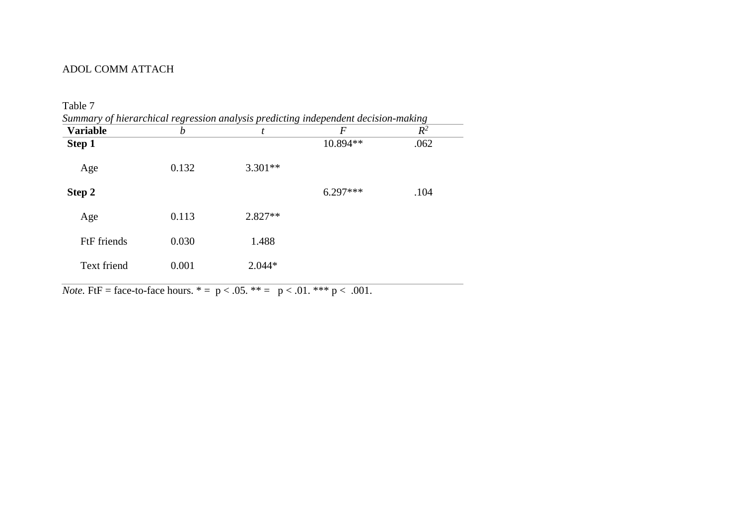Table 7

*Summary of hierarchical regression analysis predicting independent decision-making*

| **Variable** | *b* | *t* | *F* | $R^2$ |
|---|---|---|---|---|
| **Step 1** | | | 10.894** | .062 |
| Age | 0.132 | 3.301** | | |
| **Step 2** | | | 6.297*** | .104 |
| Age | 0.113 | 2.827** | | |
| FtF friends | 0.030 | 1.488 | | |
| Text friend | 0.001 | 2.044* | | |

*Note.* FtF = face-to-face hours. * = $p < .05$. ** = $p < .01$. *** $p < .001$.